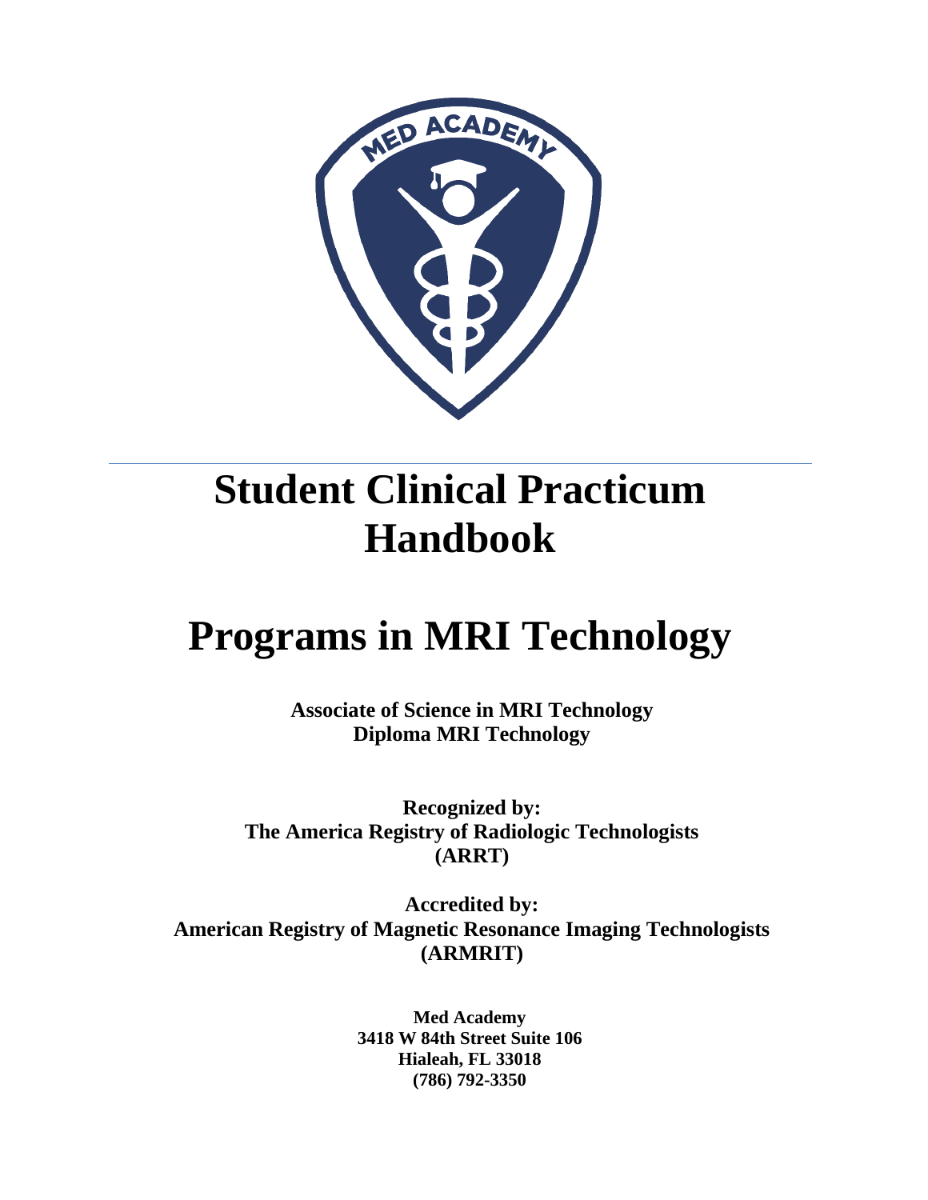# Student Clinical Practicum Handbook

# Programs in MRI Technology

**Associate of Science in MRI Technology**
**Diploma MRI Technology**

**Recognized by:**
**The America Registry of Radiologic Technologists (ARRT)**

**Accredited by:**
**American Registry of Magnetic Resonance Imaging Technologists (ARMRIT)**

**Med Academy**
**3418 W 84th Street Suite 106**
**Hialeah, FL 33018**
**(786) 792-3350**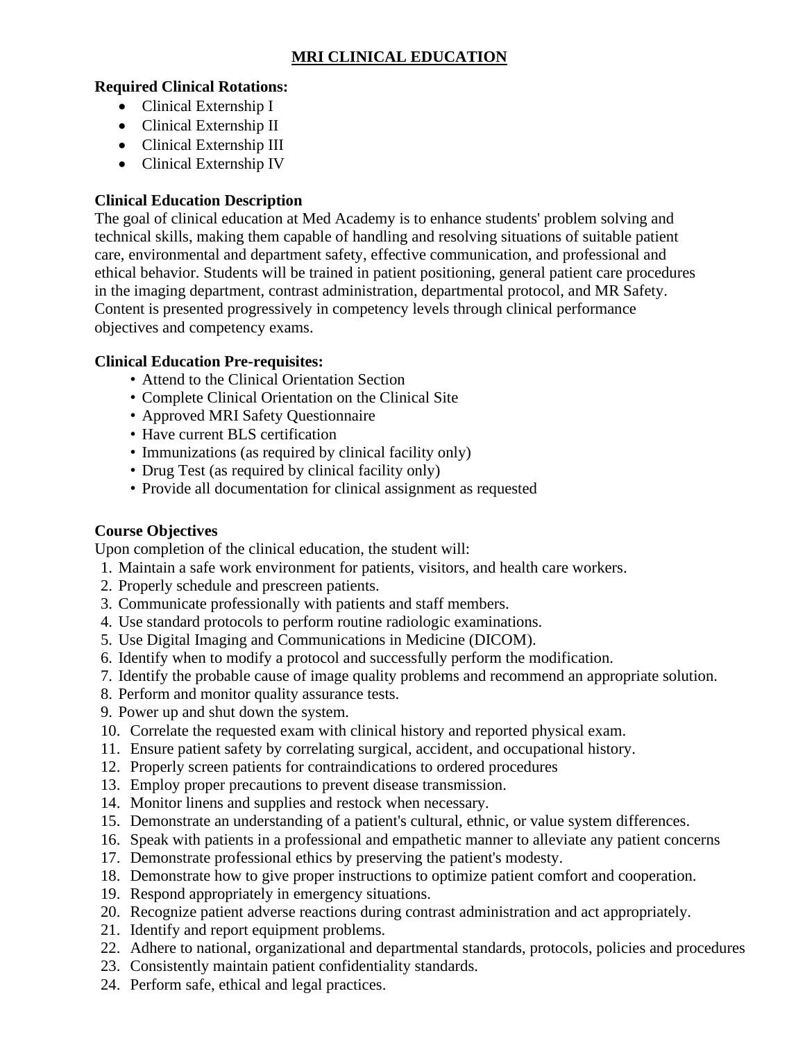# MRI CLINICAL EDUCATION

**Required Clinical Rotations:**

- Clinical Externship I
- Clinical Externship II
- Clinical Externship III
- Clinical Externship IV

**Clinical Education Description**

The goal of clinical education at Med Academy is to enhance students' problem solving and technical skills, making them capable of handling and resolving situations of suitable patient care, environmental and department safety, effective communication, and professional and ethical behavior. Students will be trained in patient positioning, general patient care procedures in the imaging department, contrast administration, departmental protocol, and MR Safety. Content is presented progressively in competency levels through clinical performance objectives and competency exams.

**Clinical Education Pre-requisites:**

- Attend to the Clinical Orientation Section
- Complete Clinical Orientation on the Clinical Site
- Approved MRI Safety Questionnaire
- Have current BLS certification
- Immunizations (as required by clinical facility only)
- Drug Test (as required by clinical facility only)
- Provide all documentation for clinical assignment as requested

**Course Objectives**

Upon completion of the clinical education, the student will:

1. Maintain a safe work environment for patients, visitors, and health care workers.
2. Properly schedule and prescreen patients.
3. Communicate professionally with patients and staff members.
4. Use standard protocols to perform routine radiologic examinations.
5. Use Digital Imaging and Communications in Medicine (DICOM).
6. Identify when to modify a protocol and successfully perform the modification.
7. Identify the probable cause of image quality problems and recommend an appropriate solution.
8. Perform and monitor quality assurance tests.
9. Power up and shut down the system.
10. Correlate the requested exam with clinical history and reported physical exam.
11. Ensure patient safety by correlating surgical, accident, and occupational history.
12. Properly screen patients for contraindications to ordered procedures
13. Employ proper precautions to prevent disease transmission.
14. Monitor linens and supplies and restock when necessary.
15. Demonstrate an understanding of a patient's cultural, ethnic, or value system differences.
16. Speak with patients in a professional and empathetic manner to alleviate any patient concerns
17. Demonstrate professional ethics by preserving the patient's modesty.
18. Demonstrate how to give proper instructions to optimize patient comfort and cooperation.
19. Respond appropriately in emergency situations.
20. Recognize patient adverse reactions during contrast administration and act appropriately.
21. Identify and report equipment problems.
22. Adhere to national, organizational and departmental standards, protocols, policies and procedures
23. Consistently maintain patient confidentiality standards.
24. Perform safe, ethical and legal practices.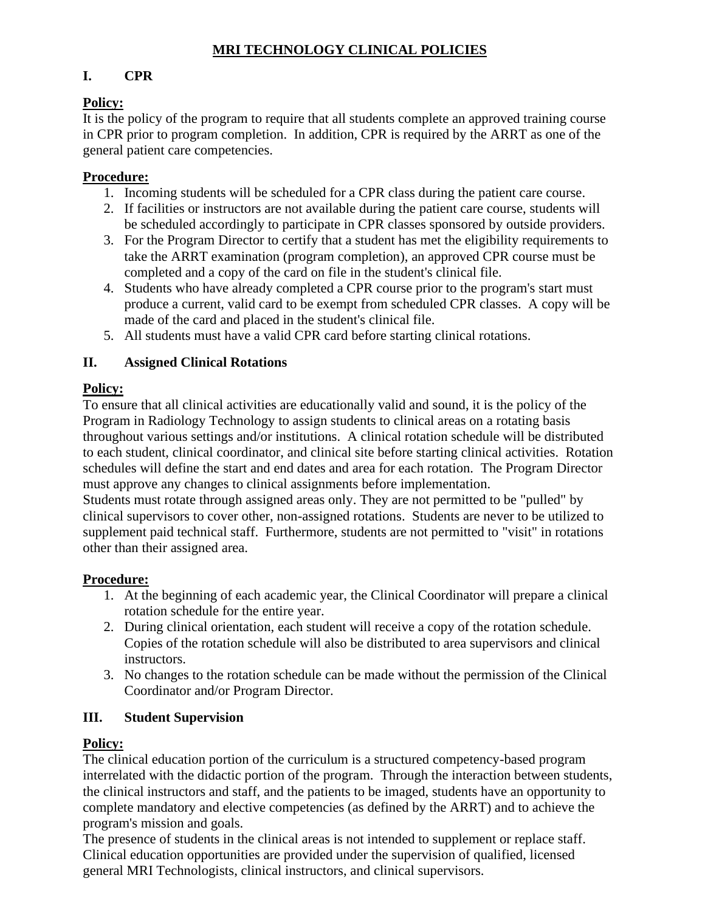# MRI TECHNOLOGY CLINICAL POLICIES

## I. CPR

**Policy:**

It is the policy of the program to require that all students complete an approved training course in CPR prior to program completion. In addition, CPR is required by the ARRT as one of the general patient care competencies.

**Procedure:**

1. Incoming students will be scheduled for a CPR class during the patient care course.
2. If facilities or instructors are not available during the patient care course, students will be scheduled accordingly to participate in CPR classes sponsored by outside providers.
3. For the Program Director to certify that a student has met the eligibility requirements to take the ARRT examination (program completion), an approved CPR course must be completed and a copy of the card on file in the student's clinical file.
4. Students who have already completed a CPR course prior to the program's start must produce a current, valid card to be exempt from scheduled CPR classes. A copy will be made of the card and placed in the student's clinical file.
5. All students must have a valid CPR card before starting clinical rotations.

## II. Assigned Clinical Rotations

**Policy:**

To ensure that all clinical activities are educationally valid and sound, it is the policy of the Program in Radiology Technology to assign students to clinical areas on a rotating basis throughout various settings and/or institutions. A clinical rotation schedule will be distributed to each student, clinical coordinator, and clinical site before starting clinical activities. Rotation schedules will define the start and end dates and area for each rotation. The Program Director must approve any changes to clinical assignments before implementation.

Students must rotate through assigned areas only. They are not permitted to be "pulled" by clinical supervisors to cover other, non-assigned rotations. Students are never to be utilized to supplement paid technical staff. Furthermore, students are not permitted to "visit" in rotations other than their assigned area.

**Procedure:**

1. At the beginning of each academic year, the Clinical Coordinator will prepare a clinical rotation schedule for the entire year.
2. During clinical orientation, each student will receive a copy of the rotation schedule. Copies of the rotation schedule will also be distributed to area supervisors and clinical instructors.
3. No changes to the rotation schedule can be made without the permission of the Clinical Coordinator and/or Program Director.

## III. Student Supervision

**Policy:**

The clinical education portion of the curriculum is a structured competency-based program interrelated with the didactic portion of the program. Through the interaction between students, the clinical instructors and staff, and the patients to be imaged, students have an opportunity to complete mandatory and elective competencies (as defined by the ARRT) and to achieve the program's mission and goals.

The presence of students in the clinical areas is not intended to supplement or replace staff. Clinical education opportunities are provided under the supervision of qualified, licensed general MRI Technologists, clinical instructors, and clinical supervisors.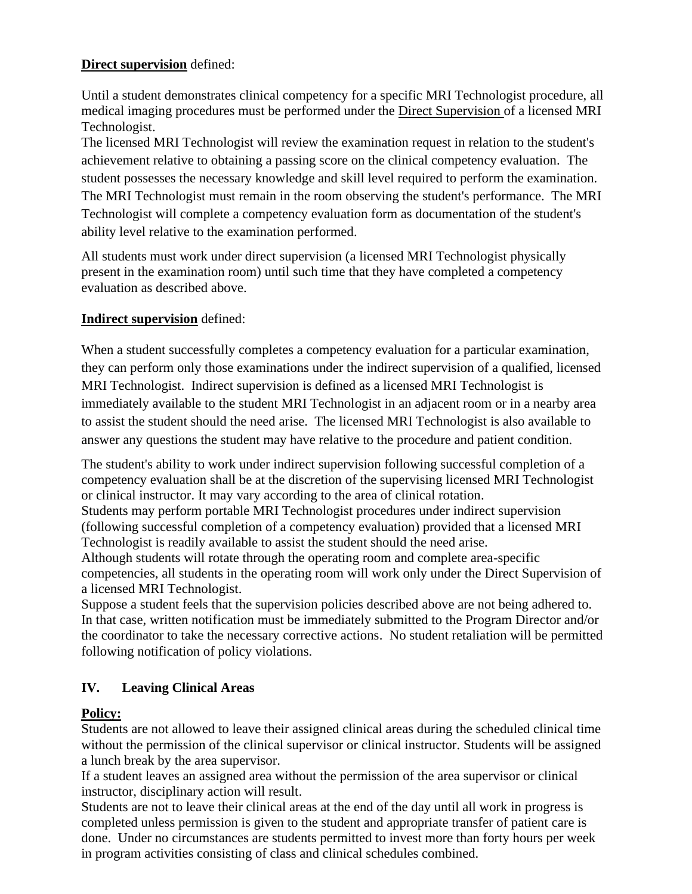**<u>Direct supervision</u>** defined:

Until a student demonstrates clinical competency for a specific MRI Technologist procedure, all medical imaging procedures must be performed under the <u>Direct Supervision</u> of a licensed MRI Technologist.

The licensed MRI Technologist will review the examination request in relation to the student's achievement relative to obtaining a passing score on the clinical competency evaluation. The student possesses the necessary knowledge and skill level required to perform the examination. The MRI Technologist must remain in the room observing the student's performance. The MRI Technologist will complete a competency evaluation form as documentation of the student's ability level relative to the examination performed.

All students must work under direct supervision (a licensed MRI Technologist physically present in the examination room) until such time that they have completed a competency evaluation as described above.

**<u>Indirect supervision</u>** defined:

When a student successfully completes a competency evaluation for a particular examination, they can perform only those examinations under the indirect supervision of a qualified, licensed MRI Technologist. Indirect supervision is defined as a licensed MRI Technologist is immediately available to the student MRI Technologist in an adjacent room or in a nearby area to assist the student should the need arise. The licensed MRI Technologist is also available to answer any questions the student may have relative to the procedure and patient condition.

The student's ability to work under indirect supervision following successful completion of a competency evaluation shall be at the discretion of the supervising licensed MRI Technologist or clinical instructor. It may vary according to the area of clinical rotation.

Students may perform portable MRI Technologist procedures under indirect supervision (following successful completion of a competency evaluation) provided that a licensed MRI Technologist is readily available to assist the student should the need arise.

Although students will rotate through the operating room and complete area-specific competencies, all students in the operating room will work only under the Direct Supervision of a licensed MRI Technologist.

Suppose a student feels that the supervision policies described above are not being adhered to. In that case, written notification must be immediately submitted to the Program Director and/or the coordinator to take the necessary corrective actions. No student retaliation will be permitted following notification of policy violations.

## IV. Leaving Clinical Areas

**<u>Policy:</u>**

Students are not allowed to leave their assigned clinical areas during the scheduled clinical time without the permission of the clinical supervisor or clinical instructor. Students will be assigned a lunch break by the area supervisor.

If a student leaves an assigned area without the permission of the area supervisor or clinical instructor, disciplinary action will result.

Students are not to leave their clinical areas at the end of the day until all work in progress is completed unless permission is given to the student and appropriate transfer of patient care is done. Under no circumstances are students permitted to invest more than forty hours per week in program activities consisting of class and clinical schedules combined.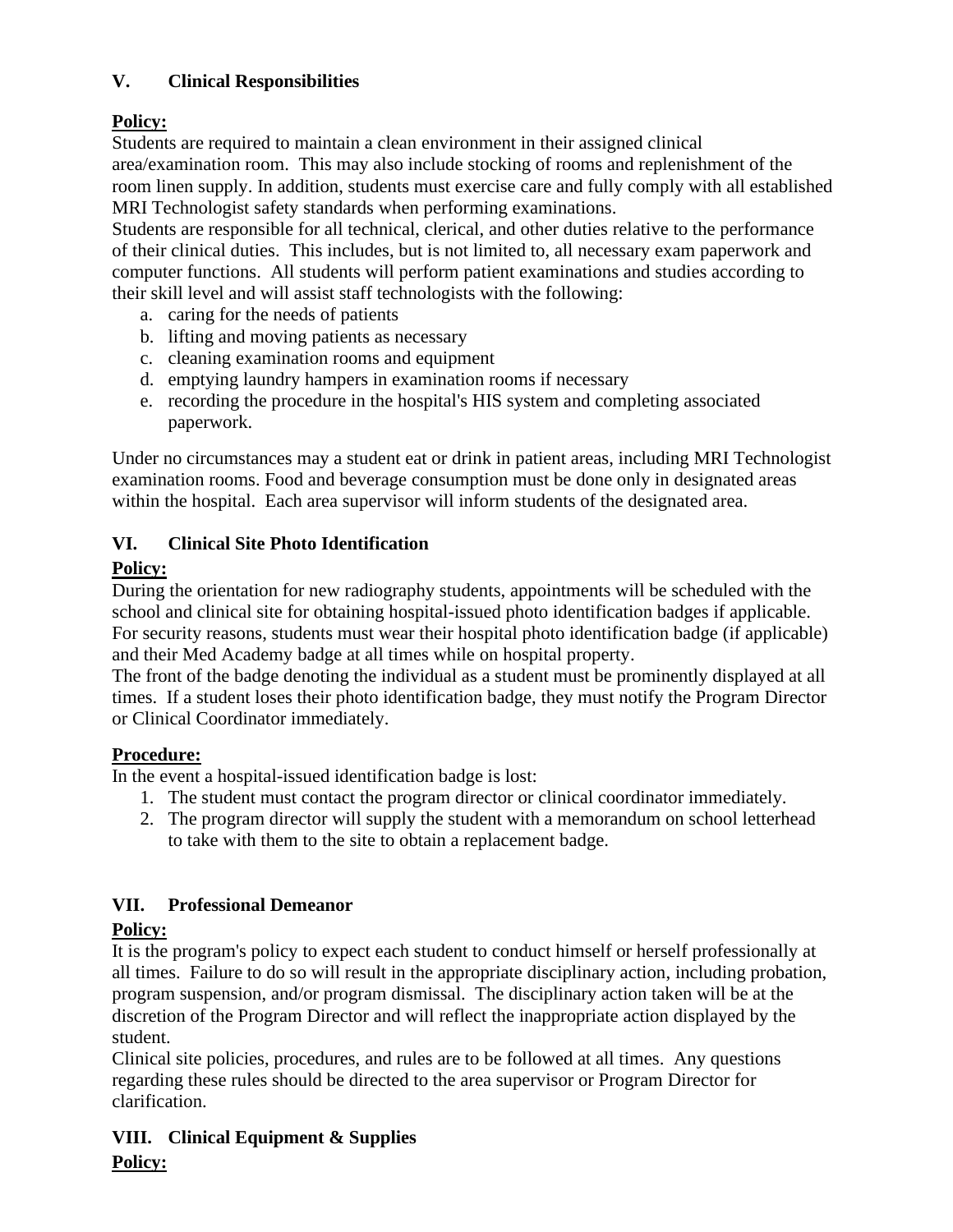## V. Clinical Responsibilities

**Policy:**

Students are required to maintain a clean environment in their assigned clinical area/examination room. This may also include stocking of rooms and replenishment of the room linen supply. In addition, students must exercise care and fully comply with all established MRI Technologist safety standards when performing examinations.

Students are responsible for all technical, clerical, and other duties relative to the performance of their clinical duties. This includes, but is not limited to, all necessary exam paperwork and computer functions. All students will perform patient examinations and studies according to their skill level and will assist staff technologists with the following:

a. caring for the needs of patients
b. lifting and moving patients as necessary
c. cleaning examination rooms and equipment
d. emptying laundry hampers in examination rooms if necessary
e. recording the procedure in the hospital's HIS system and completing associated paperwork.

Under no circumstances may a student eat or drink in patient areas, including MRI Technologist examination rooms. Food and beverage consumption must be done only in designated areas within the hospital. Each area supervisor will inform students of the designated area.

## VI. Clinical Site Photo Identification

**Policy:**

During the orientation for new radiography students, appointments will be scheduled with the school and clinical site for obtaining hospital-issued photo identification badges if applicable. For security reasons, students must wear their hospital photo identification badge (if applicable) and their Med Academy badge at all times while on hospital property.

The front of the badge denoting the individual as a student must be prominently displayed at all times. If a student loses their photo identification badge, they must notify the Program Director or Clinical Coordinator immediately.

**Procedure:**

In the event a hospital-issued identification badge is lost:

1. The student must contact the program director or clinical coordinator immediately.
2. The program director will supply the student with a memorandum on school letterhead to take with them to the site to obtain a replacement badge.

## VII. Professional Demeanor

**Policy:**

It is the program's policy to expect each student to conduct himself or herself professionally at all times. Failure to do so will result in the appropriate disciplinary action, including probation, program suspension, and/or program dismissal. The disciplinary action taken will be at the discretion of the Program Director and will reflect the inappropriate action displayed by the student.

Clinical site policies, procedures, and rules are to be followed at all times. Any questions regarding these rules should be directed to the area supervisor or Program Director for clarification.

## VIII. Clinical Equipment & Supplies

**Policy:**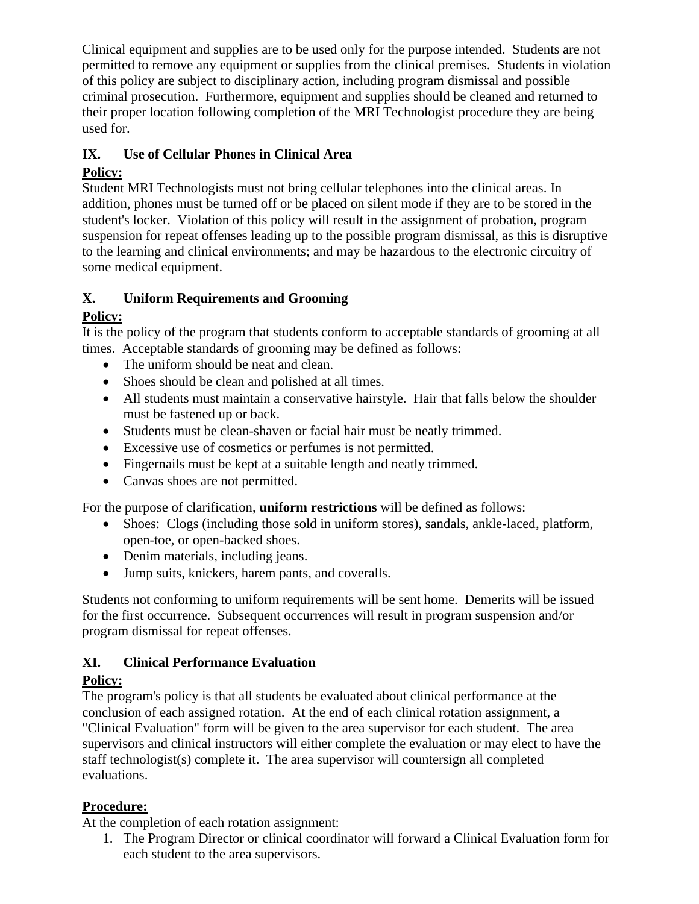Clinical equipment and supplies are to be used only for the purpose intended. Students are not permitted to remove any equipment or supplies from the clinical premises. Students in violation of this policy are subject to disciplinary action, including program dismissal and possible criminal prosecution. Furthermore, equipment and supplies should be cleaned and returned to their proper location following completion of the MRI Technologist procedure they are being used for.

## IX. Use of Cellular Phones in Clinical Area

**Policy:**

Student MRI Technologists must not bring cellular telephones into the clinical areas. In addition, phones must be turned off or be placed on silent mode if they are to be stored in the student's locker. Violation of this policy will result in the assignment of probation, program suspension for repeat offenses leading up to the possible program dismissal, as this is disruptive to the learning and clinical environments; and may be hazardous to the electronic circuitry of some medical equipment.

## X. Uniform Requirements and Grooming

**Policy:**

It is the policy of the program that students conform to acceptable standards of grooming at all times. Acceptable standards of grooming may be defined as follows:

- The uniform should be neat and clean.
- Shoes should be clean and polished at all times.
- All students must maintain a conservative hairstyle. Hair that falls below the shoulder must be fastened up or back.
- Students must be clean-shaven or facial hair must be neatly trimmed.
- Excessive use of cosmetics or perfumes is not permitted.
- Fingernails must be kept at a suitable length and neatly trimmed.
- Canvas shoes are not permitted.

For the purpose of clarification, **uniform restrictions** will be defined as follows:

- Shoes: Clogs (including those sold in uniform stores), sandals, ankle-laced, platform, open-toe, or open-backed shoes.
- Denim materials, including jeans.
- Jump suits, knickers, harem pants, and coveralls.

Students not conforming to uniform requirements will be sent home. Demerits will be issued for the first occurrence. Subsequent occurrences will result in program suspension and/or program dismissal for repeat offenses.

## XI. Clinical Performance Evaluation

**Policy:**

The program's policy is that all students be evaluated about clinical performance at the conclusion of each assigned rotation. At the end of each clinical rotation assignment, a "Clinical Evaluation" form will be given to the area supervisor for each student. The area supervisors and clinical instructors will either complete the evaluation or may elect to have the staff technologist(s) complete it. The area supervisor will countersign all completed evaluations.

**Procedure:**

At the completion of each rotation assignment:

1. The Program Director or clinical coordinator will forward a Clinical Evaluation form for each student to the area supervisors.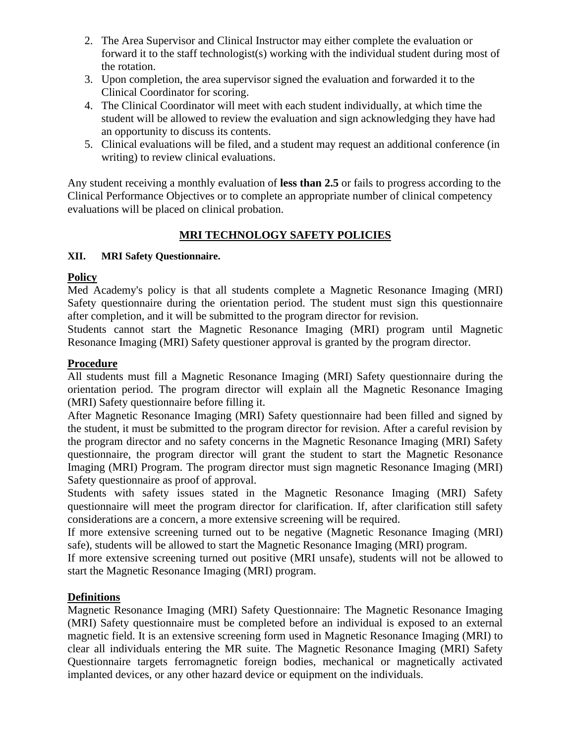2. The Area Supervisor and Clinical Instructor may either complete the evaluation or forward it to the staff technologist(s) working with the individual student during most of the rotation.
3. Upon completion, the area supervisor signed the evaluation and forwarded it to the Clinical Coordinator for scoring.
4. The Clinical Coordinator will meet with each student individually, at which time the student will be allowed to review the evaluation and sign acknowledging they have had an opportunity to discuss its contents.
5. Clinical evaluations will be filed, and a student may request an additional conference (in writing) to review clinical evaluations.

Any student receiving a monthly evaluation of **less than 2.5** or fails to progress according to the Clinical Performance Objectives or to complete an appropriate number of clinical competency evaluations will be placed on clinical probation.

## MRI TECHNOLOGY SAFETY POLICIES

### XII. MRI Safety Questionnaire.

**Policy**

Med Academy's policy is that all students complete a Magnetic Resonance Imaging (MRI) Safety questionnaire during the orientation period. The student must sign this questionnaire after completion, and it will be submitted to the program director for revision.

Students cannot start the Magnetic Resonance Imaging (MRI) program until Magnetic Resonance Imaging (MRI) Safety questioner approval is granted by the program director.

**Procedure**

All students must fill a Magnetic Resonance Imaging (MRI) Safety questionnaire during the orientation period. The program director will explain all the Magnetic Resonance Imaging (MRI) Safety questionnaire before filling it.

After Magnetic Resonance Imaging (MRI) Safety questionnaire had been filled and signed by the student, it must be submitted to the program director for revision. After a careful revision by the program director and no safety concerns in the Magnetic Resonance Imaging (MRI) Safety questionnaire, the program director will grant the student to start the Magnetic Resonance Imaging (MRI) Program. The program director must sign magnetic Resonance Imaging (MRI) Safety questionnaire as proof of approval.

Students with safety issues stated in the Magnetic Resonance Imaging (MRI) Safety questionnaire will meet the program director for clarification. If, after clarification still safety considerations are a concern, a more extensive screening will be required.

If more extensive screening turned out to be negative (Magnetic Resonance Imaging (MRI) safe), students will be allowed to start the Magnetic Resonance Imaging (MRI) program.

If more extensive screening turned out positive (MRI unsafe), students will not be allowed to start the Magnetic Resonance Imaging (MRI) program.

**Definitions**

Magnetic Resonance Imaging (MRI) Safety Questionnaire: The Magnetic Resonance Imaging (MRI) Safety questionnaire must be completed before an individual is exposed to an external magnetic field. It is an extensive screening form used in Magnetic Resonance Imaging (MRI) to clear all individuals entering the MR suite. The Magnetic Resonance Imaging (MRI) Safety Questionnaire targets ferromagnetic foreign bodies, mechanical or magnetically activated implanted devices, or any other hazard device or equipment on the individuals.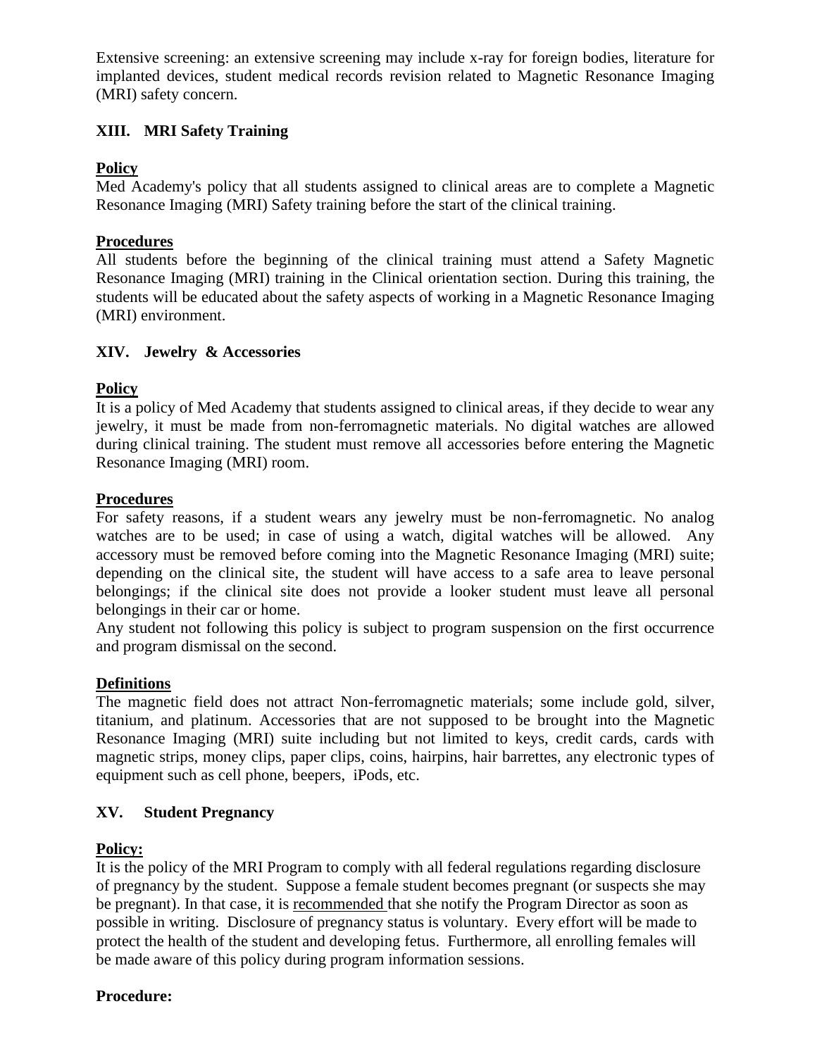Extensive screening: an extensive screening may include x-ray for foreign bodies, literature for implanted devices, student medical records revision related to Magnetic Resonance Imaging (MRI) safety concern.

## XIII. MRI Safety Training

**Policy**

Med Academy's policy that all students assigned to clinical areas are to complete a Magnetic Resonance Imaging (MRI) Safety training before the start of the clinical training.

**Procedures**

All students before the beginning of the clinical training must attend a Safety Magnetic Resonance Imaging (MRI) training in the Clinical orientation section. During this training, the students will be educated about the safety aspects of working in a Magnetic Resonance Imaging (MRI) environment.

## XIV. Jewelry & Accessories

**Policy**

It is a policy of Med Academy that students assigned to clinical areas, if they decide to wear any jewelry, it must be made from non-ferromagnetic materials. No digital watches are allowed during clinical training. The student must remove all accessories before entering the Magnetic Resonance Imaging (MRI) room.

**Procedures**

For safety reasons, if a student wears any jewelry must be non-ferromagnetic. No analog watches are to be used; in case of using a watch, digital watches will be allowed. Any accessory must be removed before coming into the Magnetic Resonance Imaging (MRI) suite; depending on the clinical site, the student will have access to a safe area to leave personal belongings; if the clinical site does not provide a looker student must leave all personal belongings in their car or home.

Any student not following this policy is subject to program suspension on the first occurrence and program dismissal on the second.

**Definitions**

The magnetic field does not attract Non-ferromagnetic materials; some include gold, silver, titanium, and platinum. Accessories that are not supposed to be brought into the Magnetic Resonance Imaging (MRI) suite including but not limited to keys, credit cards, cards with magnetic strips, money clips, paper clips, coins, hairpins, hair barrettes, any electronic types of equipment such as cell phone, beepers, iPods, etc.

## XV. Student Pregnancy

**Policy:**

It is the policy of the MRI Program to comply with all federal regulations regarding disclosure of pregnancy by the student. Suppose a female student becomes pregnant (or suspects she may be pregnant). In that case, it is recommended that she notify the Program Director as soon as possible in writing. Disclosure of pregnancy status is voluntary. Every effort will be made to protect the health of the student and developing fetus. Furthermore, all enrolling females will be made aware of this policy during program information sessions.

**Procedure:**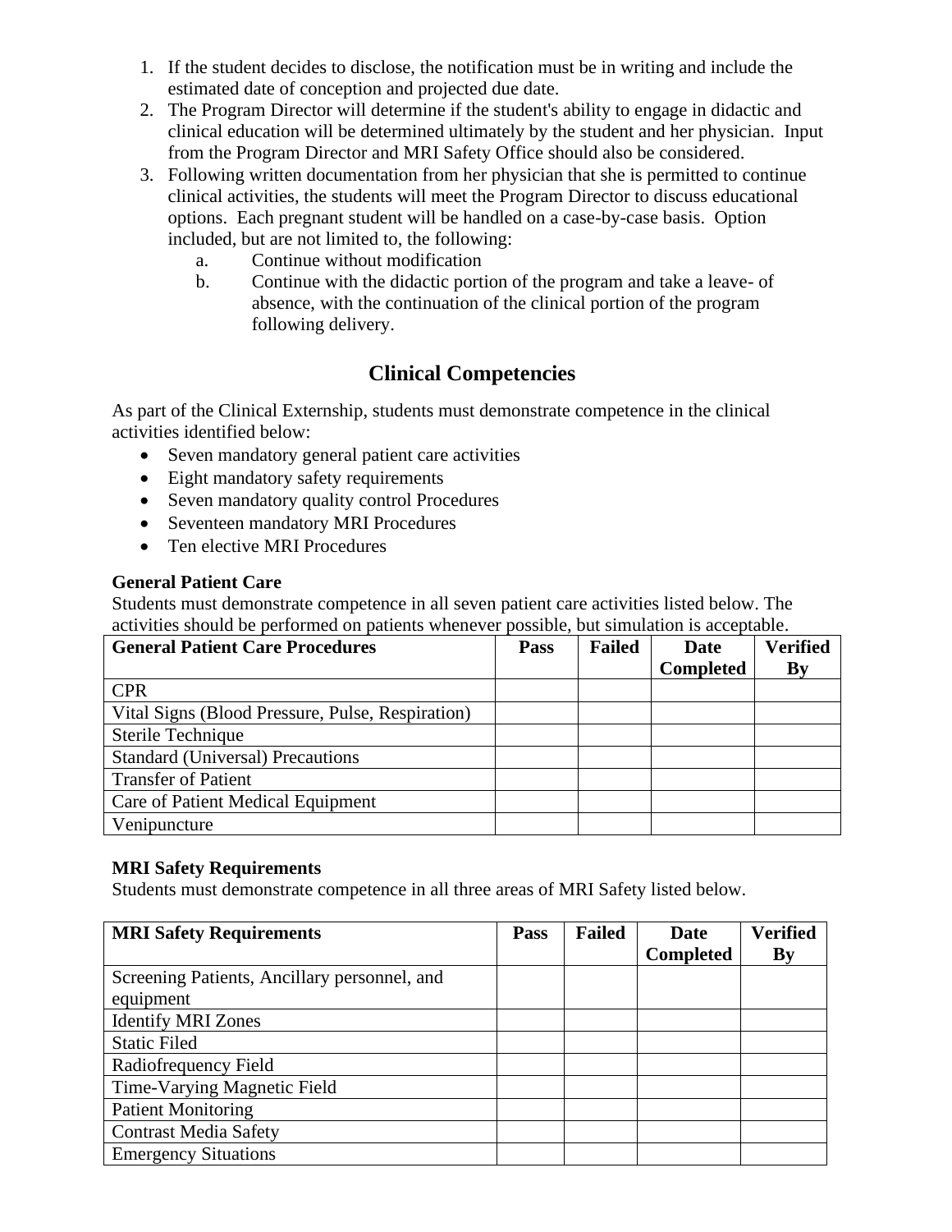1. If the student decides to disclose, the notification must be in writing and include the estimated date of conception and projected due date.
2. The Program Director will determine if the student's ability to engage in didactic and clinical education will be determined ultimately by the student and her physician. Input from the Program Director and MRI Safety Office should also be considered.
3. Following written documentation from her physician that she is permitted to continue clinical activities, the students will meet the Program Director to discuss educational options. Each pregnant student will be handled on a case-by-case basis. Option included, but are not limited to, the following:
   a. Continue without modification
   b. Continue with the didactic portion of the program and take a leave- of absence, with the continuation of the clinical portion of the program following delivery.

## Clinical Competencies

As part of the Clinical Externship, students must demonstrate competence in the clinical activities identified below:

- Seven mandatory general patient care activities
- Eight mandatory safety requirements
- Seven mandatory quality control Procedures
- Seventeen mandatory MRI Procedures
- Ten elective MRI Procedures

**General Patient Care**

Students must demonstrate competence in all seven patient care activities listed below. The activities should be performed on patients whenever possible, but simulation is acceptable.

| General Patient Care Procedures | Pass | Failed | Date Completed | Verified By |
|---|---|---|---|---|
| CPR | | | | |
| Vital Signs (Blood Pressure, Pulse, Respiration) | | | | |
| Sterile Technique | | | | |
| Standard (Universal) Precautions | | | | |
| Transfer of Patient | | | | |
| Care of Patient Medical Equipment | | | | |
| Venipuncture | | | | |

**MRI Safety Requirements**

Students must demonstrate competence in all three areas of MRI Safety listed below.

| MRI Safety Requirements | Pass | Failed | Date Completed | Verified By |
|---|---|---|---|---|
| Screening Patients, Ancillary personnel, and equipment | | | | |
| Identify MRI Zones | | | | |
| Static Filed | | | | |
| Radiofrequency Field | | | | |
| Time-Varying Magnetic Field | | | | |
| Patient Monitoring | | | | |
| Contrast Media Safety | | | | |
| Emergency Situations | | | | |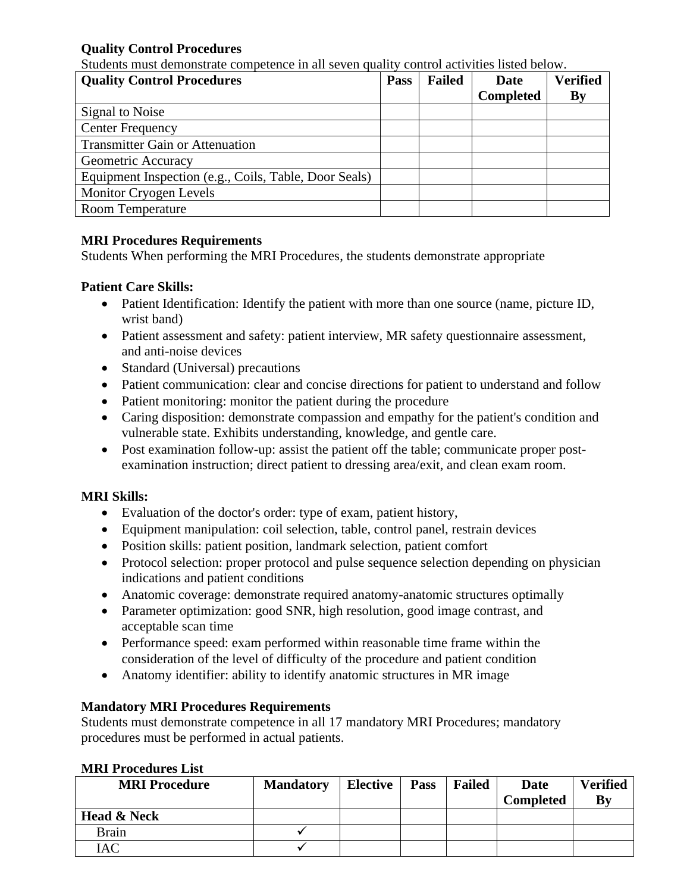**Quality Control Procedures**

Students must demonstrate competence in all seven quality control activities listed below.

| Quality Control Procedures | Pass | Failed | Date Completed | Verified By |
|---|---|---|---|---|
| Signal to Noise | | | | |
| Center Frequency | | | | |
| Transmitter Gain or Attenuation | | | | |
| Geometric Accuracy | | | | |
| Equipment Inspection (e.g., Coils, Table, Door Seals) | | | | |
| Monitor Cryogen Levels | | | | |
| Room Temperature | | | | |

**MRI Procedures Requirements**

Students When performing the MRI Procedures, the students demonstrate appropriate

**Patient Care Skills:**

- Patient Identification: Identify the patient with more than one source (name, picture ID, wrist band)
- Patient assessment and safety: patient interview, MR safety questionnaire assessment, and anti-noise devices
- Standard (Universal) precautions
- Patient communication: clear and concise directions for patient to understand and follow
- Patient monitoring: monitor the patient during the procedure
- Caring disposition: demonstrate compassion and empathy for the patient's condition and vulnerable state. Exhibits understanding, knowledge, and gentle care.
- Post examination follow-up: assist the patient off the table; communicate proper post-examination instruction; direct patient to dressing area/exit, and clean exam room.

**MRI Skills:**

- Evaluation of the doctor's order: type of exam, patient history,
- Equipment manipulation: coil selection, table, control panel, restrain devices
- Position skills: patient position, landmark selection, patient comfort
- Protocol selection: proper protocol and pulse sequence selection depending on physician indications and patient conditions
- Anatomic coverage: demonstrate required anatomy-anatomic structures optimally
- Parameter optimization: good SNR, high resolution, good image contrast, and acceptable scan time
- Performance speed: exam performed within reasonable time frame within the consideration of the level of difficulty of the procedure and patient condition
- Anatomy identifier: ability to identify anatomic structures in MR image

**Mandatory MRI Procedures Requirements**

Students must demonstrate competence in all 17 mandatory MRI Procedures; mandatory procedures must be performed in actual patients.

**MRI Procedures List**

| MRI Procedure | Mandatory | Elective | Pass | Failed | Date Completed | Verified By |
|---|---|---|---|---|---|---|
| **Head & Neck** | | | | | | |
| Brain | ✓ | | | | | |
| IAC | ✓ | | | | | |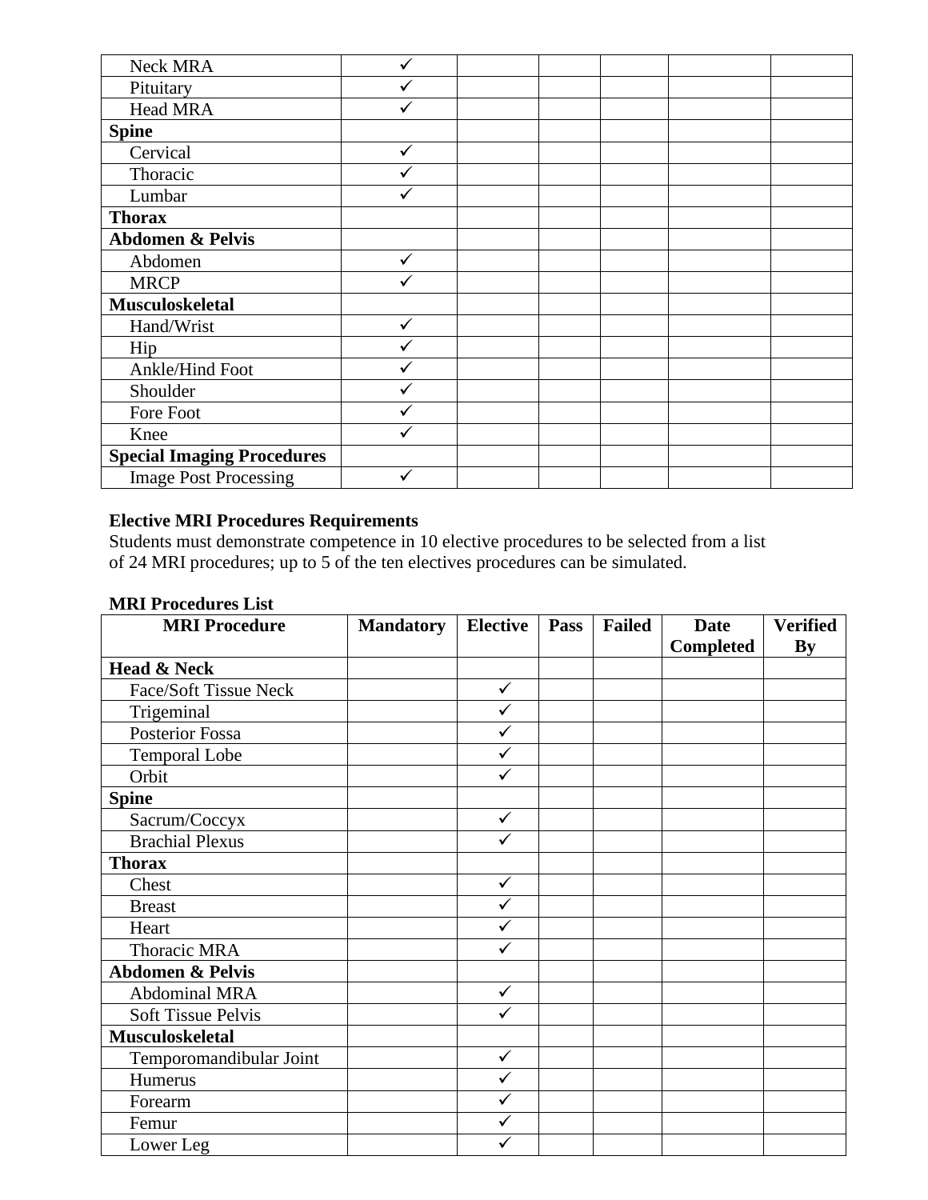| | | | | | | |
|---|---|---|---|---|---|---|
| Neck MRA | ✓ | | | | | |
| Pituitary | ✓ | | | | | |
| Head MRA | ✓ | | | | | |
| **Spine** | | | | | | |
| Cervical | ✓ | | | | | |
| Thoracic | ✓ | | | | | |
| Lumbar | ✓ | | | | | |
| **Thorax** | | | | | | |
| **Abdomen & Pelvis** | | | | | | |
| Abdomen | ✓ | | | | | |
| MRCP | ✓ | | | | | |
| **Musculoskeletal** | | | | | | |
| Hand/Wrist | ✓ | | | | | |
| Hip | ✓ | | | | | |
| Ankle/Hind Foot | ✓ | | | | | |
| Shoulder | ✓ | | | | | |
| Fore Foot | ✓ | | | | | |
| Knee | ✓ | | | | | |
| **Special Imaging Procedures** | | | | | | |
| Image Post Processing | ✓ | | | | | |

**Elective MRI Procedures Requirements**
Students must demonstrate competence in 10 elective procedures to be selected from a list of 24 MRI procedures; up to 5 of the ten electives procedures can be simulated.

**MRI Procedures List**

| MRI Procedure | Mandatory | Elective | Pass | Failed | Date Completed | Verified By |
|---|---|---|---|---|---|---|
| **Head & Neck** | | | | | | |
| Face/Soft Tissue Neck | | ✓ | | | | |
| Trigeminal | | ✓ | | | | |
| Posterior Fossa | | ✓ | | | | |
| Temporal Lobe | | ✓ | | | | |
| Orbit | | ✓ | | | | |
| **Spine** | | | | | | |
| Sacrum/Coccyx | | ✓ | | | | |
| Brachial Plexus | | ✓ | | | | |
| **Thorax** | | | | | | |
| Chest | | ✓ | | | | |
| Breast | | ✓ | | | | |
| Heart | | ✓ | | | | |
| Thoracic MRA | | ✓ | | | | |
| **Abdomen & Pelvis** | | | | | | |
| Abdominal MRA | | ✓ | | | | |
| Soft Tissue Pelvis | | ✓ | | | | |
| **Musculoskeletal** | | | | | | |
| Temporomandibular Joint | | ✓ | | | | |
| Humerus | | ✓ | | | | |
| Forearm | | ✓ | | | | |
| Femur | | ✓ | | | | |
| Lower Leg | | ✓ | | | | |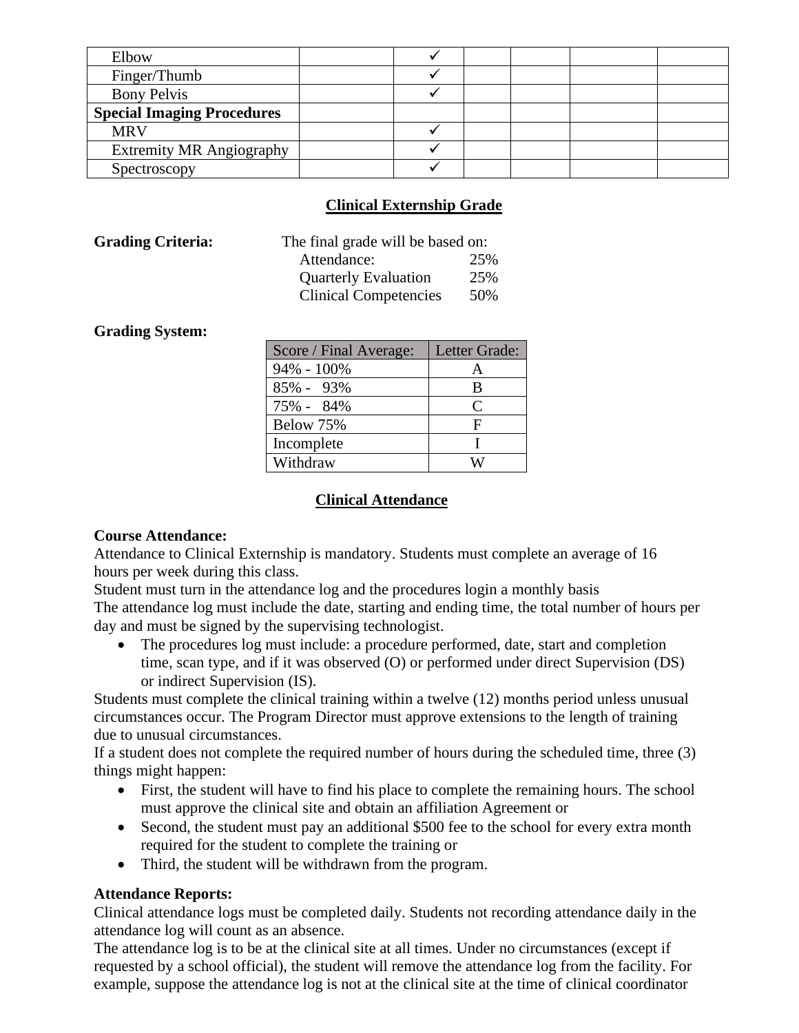| | | | | | | |
|---|---|---|---|---|---|---|
| Elbow | | ✓ | | | | |
| Finger/Thumb | | ✓ | | | | |
| Bony Pelvis | | ✓ | | | | |
| **Special Imaging Procedures** | | | | | | |
| MRV | | ✓ | | | | |
| Extremity MR Angiography | | ✓ | | | | |
| Spectroscopy | | ✓ | | | | |

## Clinical Externship Grade

**Grading Criteria:** The final grade will be based on:

| | |
|---|---|
| Attendance: | 25% |
| Quarterly Evaluation | 25% |
| Clinical Competencies | 50% |

**Grading System:**

| Score / Final Average: | Letter Grade: |
|---|---|
| 94% - 100% | A |
| 85% - 93% | B |
| 75% - 84% | C |
| Below 75% | F |
| Incomplete | I |
| Withdraw | W |

## Clinical Attendance

**Course Attendance:**

Attendance to Clinical Externship is mandatory. Students must complete an average of 16 hours per week during this class.

Student must turn in the attendance log and the procedures login a monthly basis

The attendance log must include the date, starting and ending time, the total number of hours per day and must be signed by the supervising technologist.

- The procedures log must include: a procedure performed, date, start and completion time, scan type, and if it was observed (O) or performed under direct Supervision (DS) or indirect Supervision (IS).

Students must complete the clinical training within a twelve (12) months period unless unusual circumstances occur. The Program Director must approve extensions to the length of training due to unusual circumstances.

If a student does not complete the required number of hours during the scheduled time, three (3) things might happen:

- First, the student will have to find his place to complete the remaining hours. The school must approve the clinical site and obtain an affiliation Agreement or
- Second, the student must pay an additional $500 fee to the school for every extra month required for the student to complete the training or
- Third, the student will be withdrawn from the program.

**Attendance Reports:**

Clinical attendance logs must be completed daily. Students not recording attendance daily in the attendance log will count as an absence.

The attendance log is to be at the clinical site at all times. Under no circumstances (except if requested by a school official), the student will remove the attendance log from the facility. For example, suppose the attendance log is not at the clinical site at the time of clinical coordinator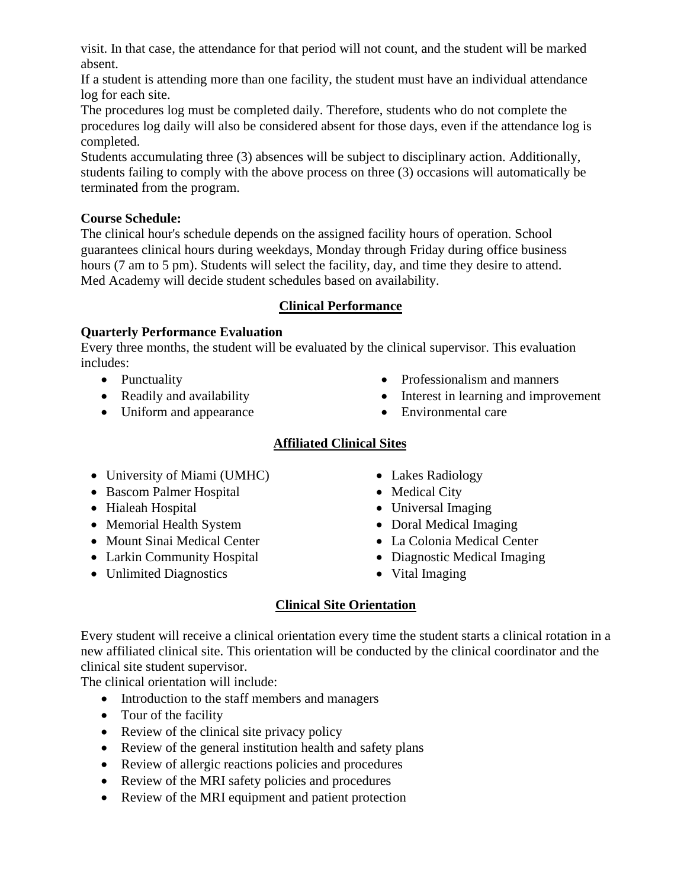visit. In that case, the attendance for that period will not count, and the student will be marked absent.

If a student is attending more than one facility, the student must have an individual attendance log for each site.

The procedures log must be completed daily. Therefore, students who do not complete the procedures log daily will also be considered absent for those days, even if the attendance log is completed.

Students accumulating three (3) absences will be subject to disciplinary action. Additionally, students failing to comply with the above process on three (3) occasions will automatically be terminated from the program.

**Course Schedule:**

The clinical hour's schedule depends on the assigned facility hours of operation. School guarantees clinical hours during weekdays, Monday through Friday during office business hours (7 am to 5 pm). Students will select the facility, day, and time they desire to attend. Med Academy will decide student schedules based on availability.

## Clinical Performance

**Quarterly Performance Evaluation**

Every three months, the student will be evaluated by the clinical supervisor. This evaluation includes:

- Punctuality
- Readily and availability
- Uniform and appearance
- Professionalism and manners
- Interest in learning and improvement
- Environmental care

## Affiliated Clinical Sites

- University of Miami (UMHC)
- Bascom Palmer Hospital
- Hialeah Hospital
- Memorial Health System
- Mount Sinai Medical Center
- Larkin Community Hospital
- Unlimited Diagnostics
- Lakes Radiology
- Medical City
- Universal Imaging
- Doral Medical Imaging
- La Colonia Medical Center
- Diagnostic Medical Imaging
- Vital Imaging

## Clinical Site Orientation

Every student will receive a clinical orientation every time the student starts a clinical rotation in a new affiliated clinical site. This orientation will be conducted by the clinical coordinator and the clinical site student supervisor.

The clinical orientation will include:

- Introduction to the staff members and managers
- Tour of the facility
- Review of the clinical site privacy policy
- Review of the general institution health and safety plans
- Review of allergic reactions policies and procedures
- Review of the MRI safety policies and procedures
- Review of the MRI equipment and patient protection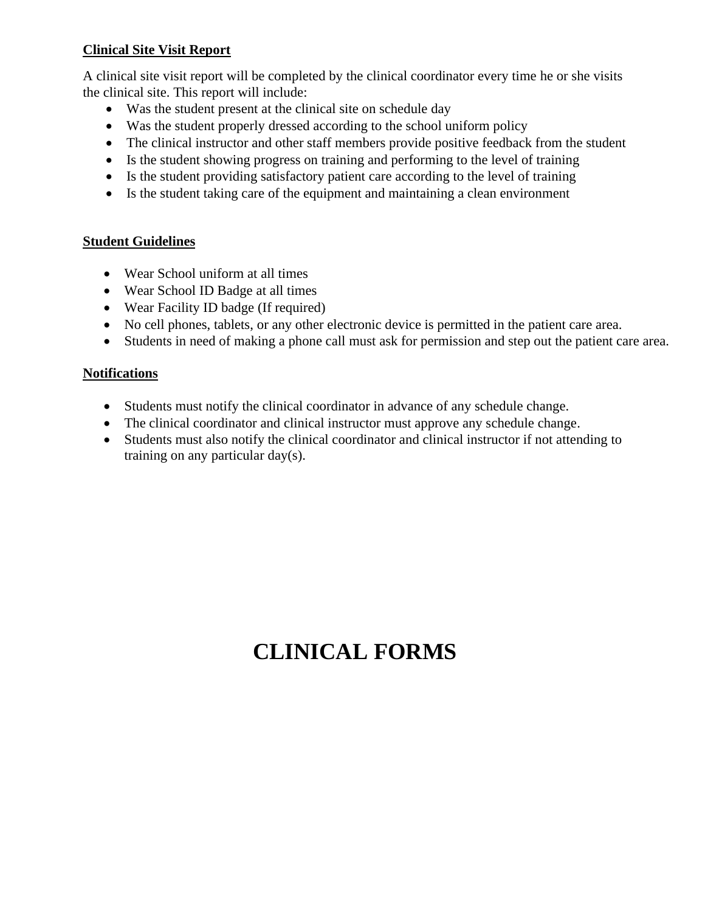**Clinical Site Visit Report**

A clinical site visit report will be completed by the clinical coordinator every time he or she visits the clinical site. This report will include:

- Was the student present at the clinical site on schedule day
- Was the student properly dressed according to the school uniform policy
- The clinical instructor and other staff members provide positive feedback from the student
- Is the student showing progress on training and performing to the level of training
- Is the student providing satisfactory patient care according to the level of training
- Is the student taking care of the equipment and maintaining a clean environment

**Student Guidelines**

- Wear School uniform at all times
- Wear School ID Badge at all times
- Wear Facility ID badge (If required)
- No cell phones, tablets, or any other electronic device is permitted in the patient care area.
- Students in need of making a phone call must ask for permission and step out the patient care area.

**Notifications**

- Students must notify the clinical coordinator in advance of any schedule change.
- The clinical coordinator and clinical instructor must approve any schedule change.
- Students must also notify the clinical coordinator and clinical instructor if not attending to training on any particular day(s).

# CLINICAL FORMS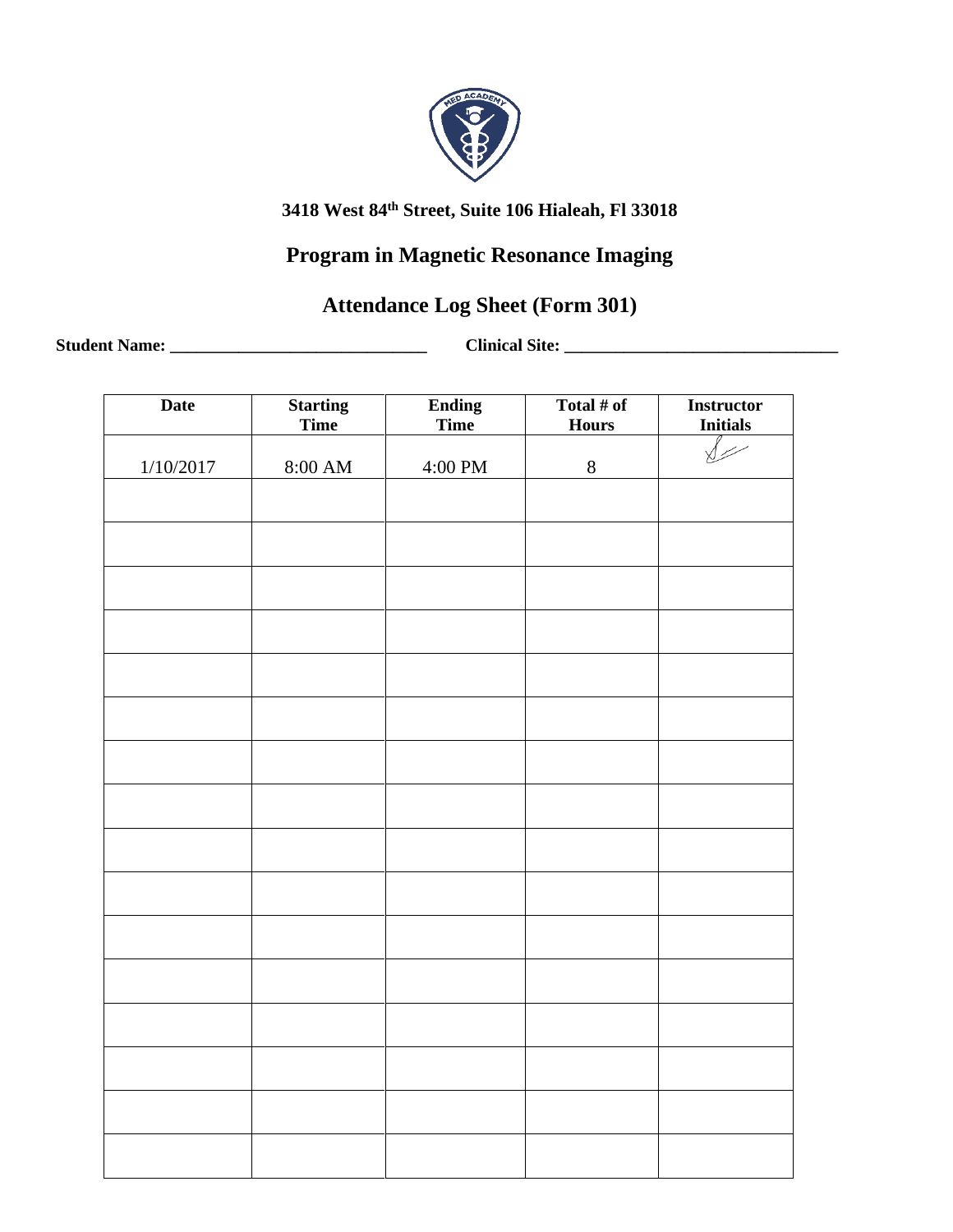**3418 West 84th Street, Suite 106 Hialeah, Fl 33018**

## Program in Magnetic Resonance Imaging

## Attendance Log Sheet (Form 301)

**Student Name:** ______________________________ **Clinical Site:** ________________________________

| Date | Starting Time | Ending Time | Total # of Hours | Instructor Initials |
|---|---|---|---|---|
| 1/10/2017 | 8:00 AM | 4:00 PM | 8 | |
| | | | | |
| | | | | |
| | | | | |
| | | | | |
| | | | | |
| | | | | |
| | | | | |
| | | | | |
| | | | | |
| | | | | |
| | | | | |
| | | | | |
| | | | | |
| | | | | |
| | | | | |
| | | | | |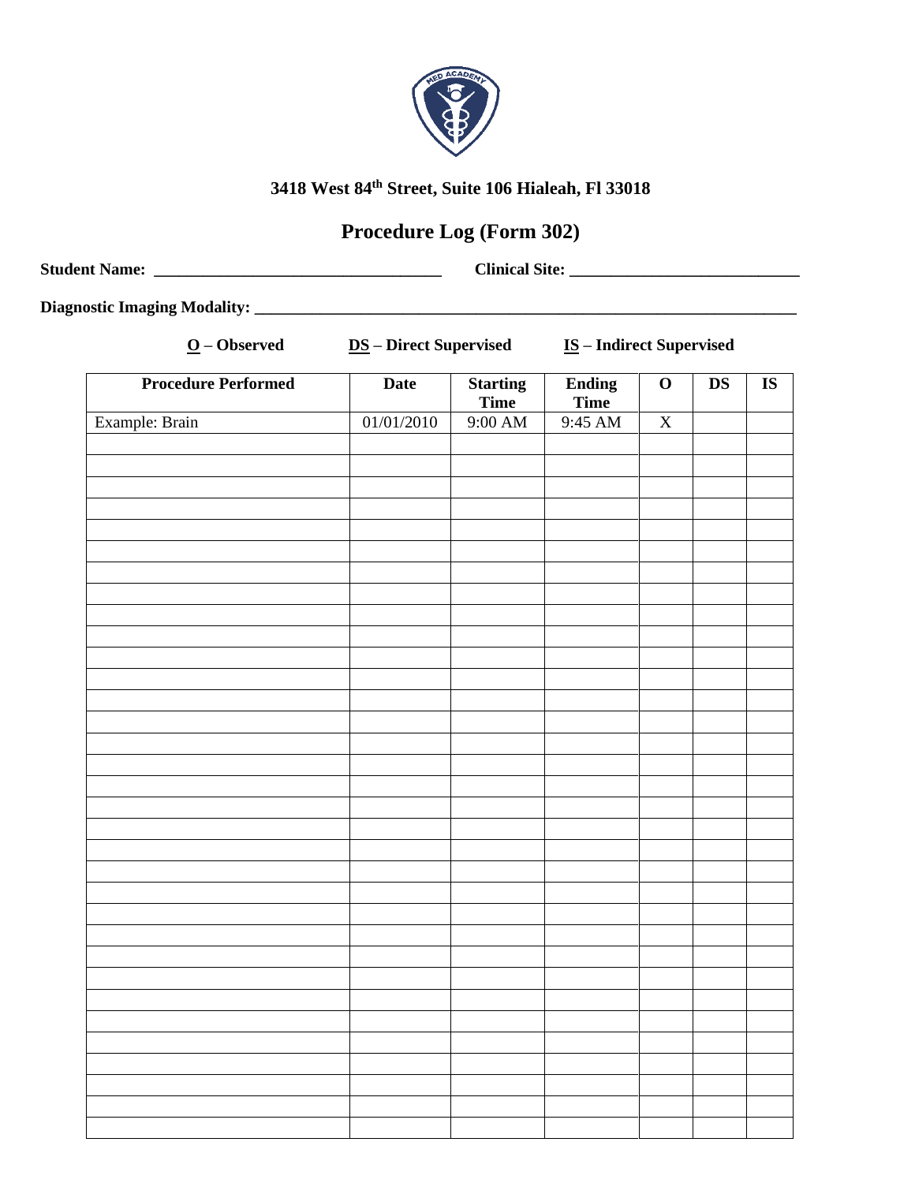3418 West 84th Street, Suite 106 Hialeah, Fl 33018

# Procedure Log (Form 302)

**Student Name:** ___________________________________ **Clinical Site:** ____________________________

**Diagnostic Imaging Modality:** _________________________________________________________________

**O** – Observed **DS** – Direct Supervised **IS** – Indirect Supervised

| Procedure Performed | Date | Starting Time | Ending Time | O | DS | IS |
|---|---|---|---|---|---|---|
| Example: Brain | 01/01/2010 | 9:00 AM | 9:45 AM | X | | |
| | | | | | | |
| | | | | | | |
| | | | | | | |
| | | | | | | |
| | | | | | | |
| | | | | | | |
| | | | | | | |
| | | | | | | |
| | | | | | | |
| | | | | | | |
| | | | | | | |
| | | | | | | |
| | | | | | | |
| | | | | | | |
| | | | | | | |
| | | | | | | |
| | | | | | | |
| | | | | | | |
| | | | | | | |
| | | | | | | |
| | | | | | | |
| | | | | | | |
| | | | | | | |
| | | | | | | |
| | | | | | | |
| | | | | | | |
| | | | | | | |
| | | | | | | |
| | | | | | | |
| | | | | | | |
| | | | | | | |
| | | | | | | |
| | | | | | | |
| | | | | | | |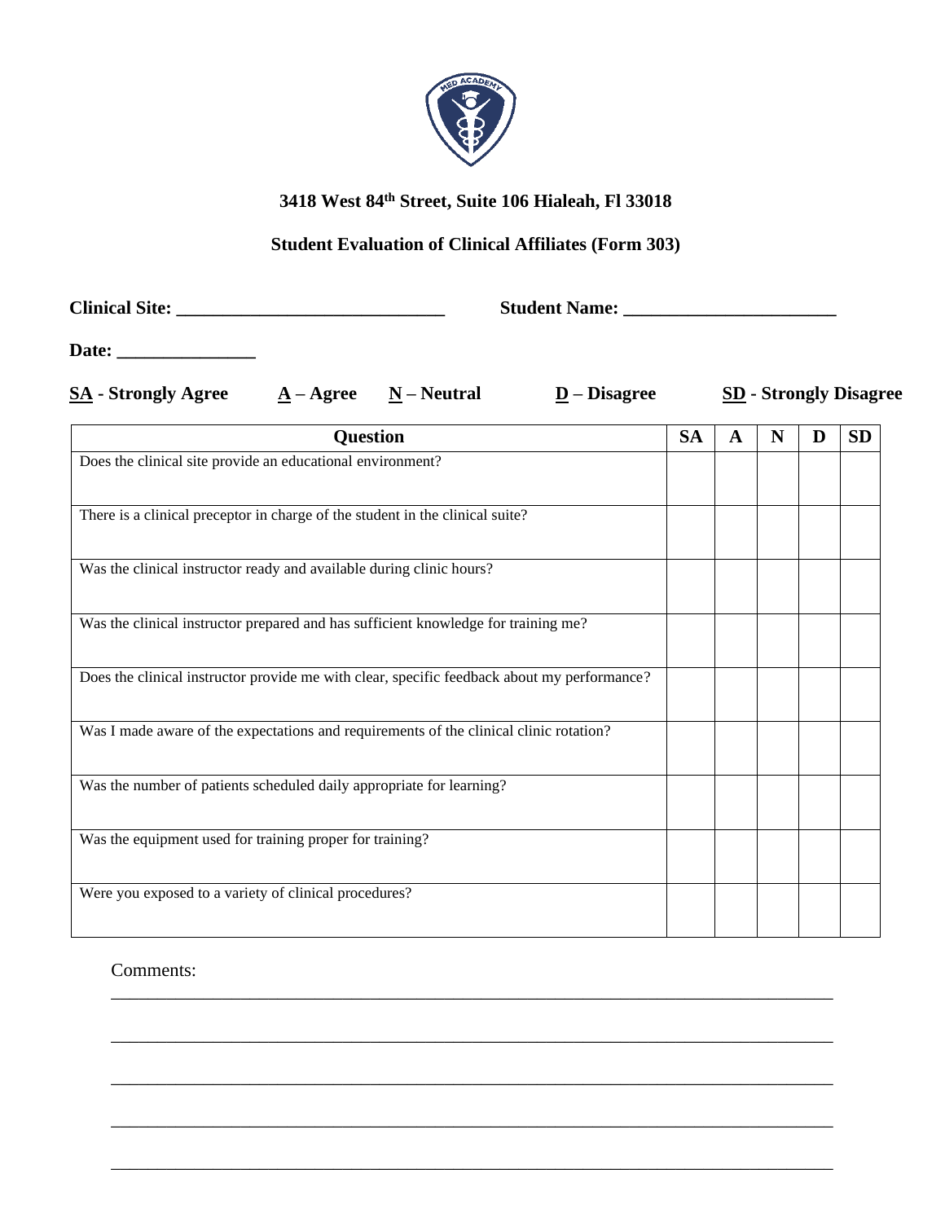**3418 West 84th Street, Suite 106 Hialeah, Fl 33018**

**Student Evaluation of Clinical Affiliates (Form 303)**

**Clinical Site: ______________________________ Student Name: ________________________**

**Date: _______________**

**SA - Strongly Agree** **A – Agree** **N – Neutral** **D – Disagree** **SD - Strongly Disagree**

| Question | SA | A | N | D | SD |
|---|---|---|---|---|---|
| Does the clinical site provide an educational environment? | | | | | |
| There is a clinical preceptor in charge of the student in the clinical suite? | | | | | |
| Was the clinical instructor ready and available during clinic hours? | | | | | |
| Was the clinical instructor prepared and has sufficient knowledge for training me? | | | | | |
| Does the clinical instructor provide me with clear, specific feedback about my performance? | | | | | |
| Was I made aware of the expectations and requirements of the clinical clinic rotation? | | | | | |
| Was the number of patients scheduled daily appropriate for learning? | | | | | |
| Was the equipment used for training proper for training? | | | | | |
| Were you exposed to a variety of clinical procedures? | | | | | |

Comments:

________________________________________________________________________________

________________________________________________________________________________

________________________________________________________________________________

________________________________________________________________________________

________________________________________________________________________________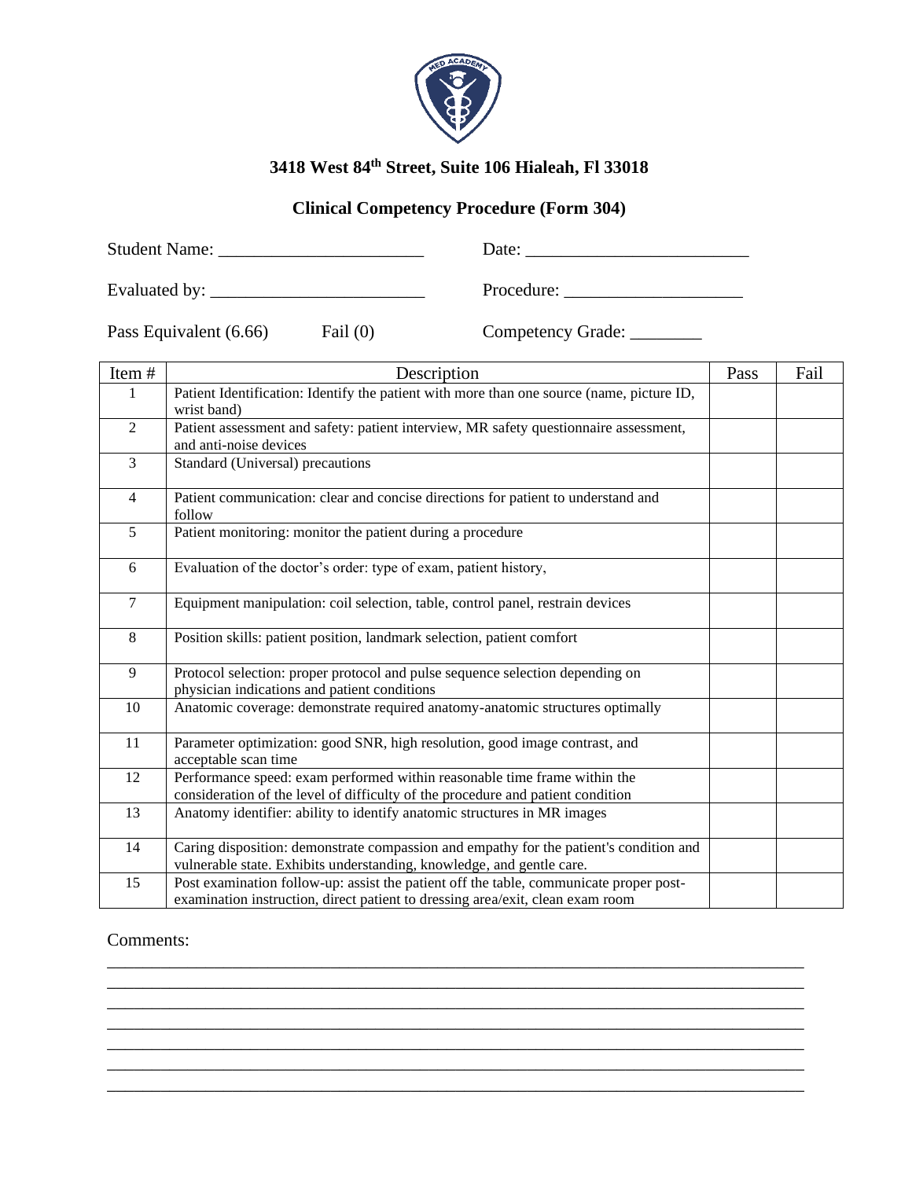### 3418 West 84th Street, Suite 106 Hialeah, Fl 33018

### Clinical Competency Procedure (Form 304)

Student Name: _______________________ Date: _________________________

Evaluated by: ________________________ Procedure: ____________________

Pass Equivalent (6.66) Fail (0) Competency Grade: ________

| Item # | Description | Pass | Fail |
|---|---|---|---|
| 1 | Patient Identification: Identify the patient with more than one source (name, picture ID, wrist band) | | |
| 2 | Patient assessment and safety: patient interview, MR safety questionnaire assessment, and anti-noise devices | | |
| 3 | Standard (Universal) precautions | | |
| 4 | Patient communication: clear and concise directions for patient to understand and follow | | |
| 5 | Patient monitoring: monitor the patient during a procedure | | |
| 6 | Evaluation of the doctor's order: type of exam, patient history, | | |
| 7 | Equipment manipulation: coil selection, table, control panel, restrain devices | | |
| 8 | Position skills: patient position, landmark selection, patient comfort | | |
| 9 | Protocol selection: proper protocol and pulse sequence selection depending on physician indications and patient conditions | | |
| 10 | Anatomic coverage: demonstrate required anatomy-anatomic structures optimally | | |
| 11 | Parameter optimization: good SNR, high resolution, good image contrast, and acceptable scan time | | |
| 12 | Performance speed: exam performed within reasonable time frame within the consideration of the level of difficulty of the procedure and patient condition | | |
| 13 | Anatomy identifier: ability to identify anatomic structures in MR images | | |
| 14 | Caring disposition: demonstrate compassion and empathy for the patient's condition and vulnerable state. Exhibits understanding, knowledge, and gentle care. | | |
| 15 | Post examination follow-up: assist the patient off the table, communicate proper post-examination instruction, direct patient to dressing area/exit, clean exam room | | |

Comments:
______________________________________________________________________________
______________________________________________________________________________
______________________________________________________________________________
______________________________________________________________________________
______________________________________________________________________________
______________________________________________________________________________
______________________________________________________________________________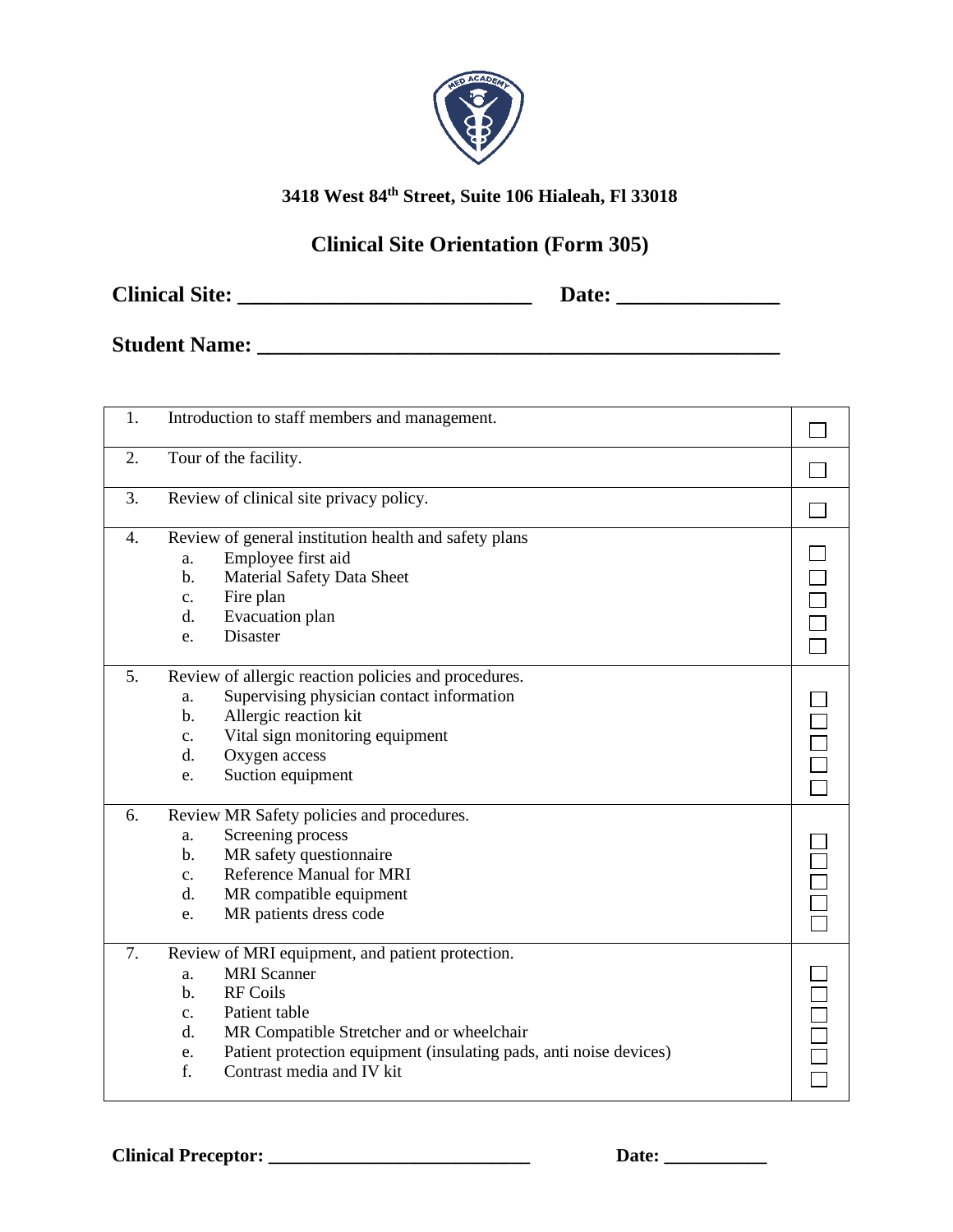3418 West 84th Street, Suite 106 Hialeah, Fl 33018

# Clinical Site Orientation (Form 305)

**Clinical Site: ___________________________ Date: _______________**

**Student Name: _________________________________________________**

| | | |
|---|---|---|
| 1. | Introduction to staff members and management. | ☐ |
| 2. | Tour of the facility. | ☐ |
| 3. | Review of clinical site privacy policy. | ☐ |
| 4. | Review of general institution health and safety plans<br>a. Employee first aid<br>b. Material Safety Data Sheet<br>c. Fire plan<br>d. Evacuation plan<br>e. Disaster | ☐<br>☐<br>☐<br>☐<br>☐ |
| 5. | Review of allergic reaction policies and procedures.<br>a. Supervising physician contact information<br>b. Allergic reaction kit<br>c. Vital sign monitoring equipment<br>d. Oxygen access<br>e. Suction equipment | ☐<br>☐<br>☐<br>☐<br>☐ |
| 6. | Review MR Safety policies and procedures.<br>a. Screening process<br>b. MR safety questionnaire<br>c. Reference Manual for MRI<br>d. MR compatible equipment<br>e. MR patients dress code | ☐<br>☐<br>☐<br>☐<br>☐ |
| 7. | Review of MRI equipment, and patient protection.<br>a. MRI Scanner<br>b. RF Coils<br>c. Patient table<br>d. MR Compatible Stretcher and or wheelchair<br>e. Patient protection equipment (insulating pads, anti noise devices)<br>f. Contrast media and IV kit | ☐<br>☐<br>☐<br>☐<br>☐<br>☐ |

**Clinical Preceptor: ____________________________ Date: ___________**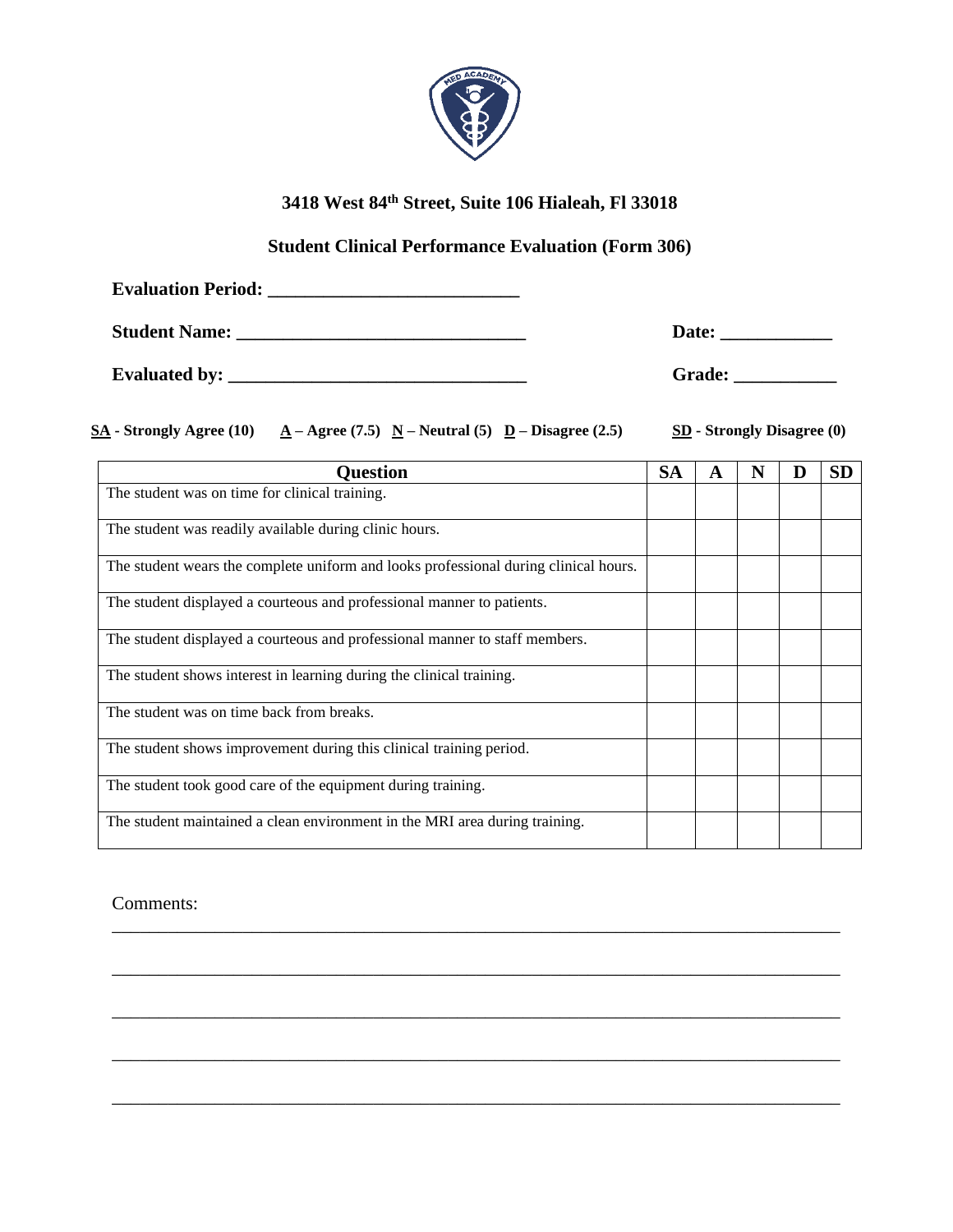**3418 West 84th Street, Suite 106 Hialeah, Fl 33018**

**Student Clinical Performance Evaluation (Form 306)**

**Evaluation Period: ___________________________**

**Student Name: _______________________________** **Date: ____________**

**Evaluated by: ________________________________** **Grade: ___________**

**SA - Strongly Agree (10)** **A – Agree (7.5)** **N – Neutral (5)** **D – Disagree (2.5)** **SD - Strongly Disagree (0)**

| Question | SA | A | N | D | SD |
|---|---|---|---|---|---|
| The student was on time for clinical training. | | | | | |
| The student was readily available during clinic hours. | | | | | |
| The student wears the complete uniform and looks professional during clinical hours. | | | | | |
| The student displayed a courteous and professional manner to patients. | | | | | |
| The student displayed a courteous and professional manner to staff members. | | | | | |
| The student shows interest in learning during the clinical training. | | | | | |
| The student was on time back from breaks. | | | | | |
| The student shows improvement during this clinical training period. | | | | | |
| The student took good care of the equipment during training. | | | | | |
| The student maintained a clean environment in the MRI area during training. | | | | | |

Comments:
_____________________________________________________________________________

_____________________________________________________________________________

_____________________________________________________________________________

_____________________________________________________________________________

_____________________________________________________________________________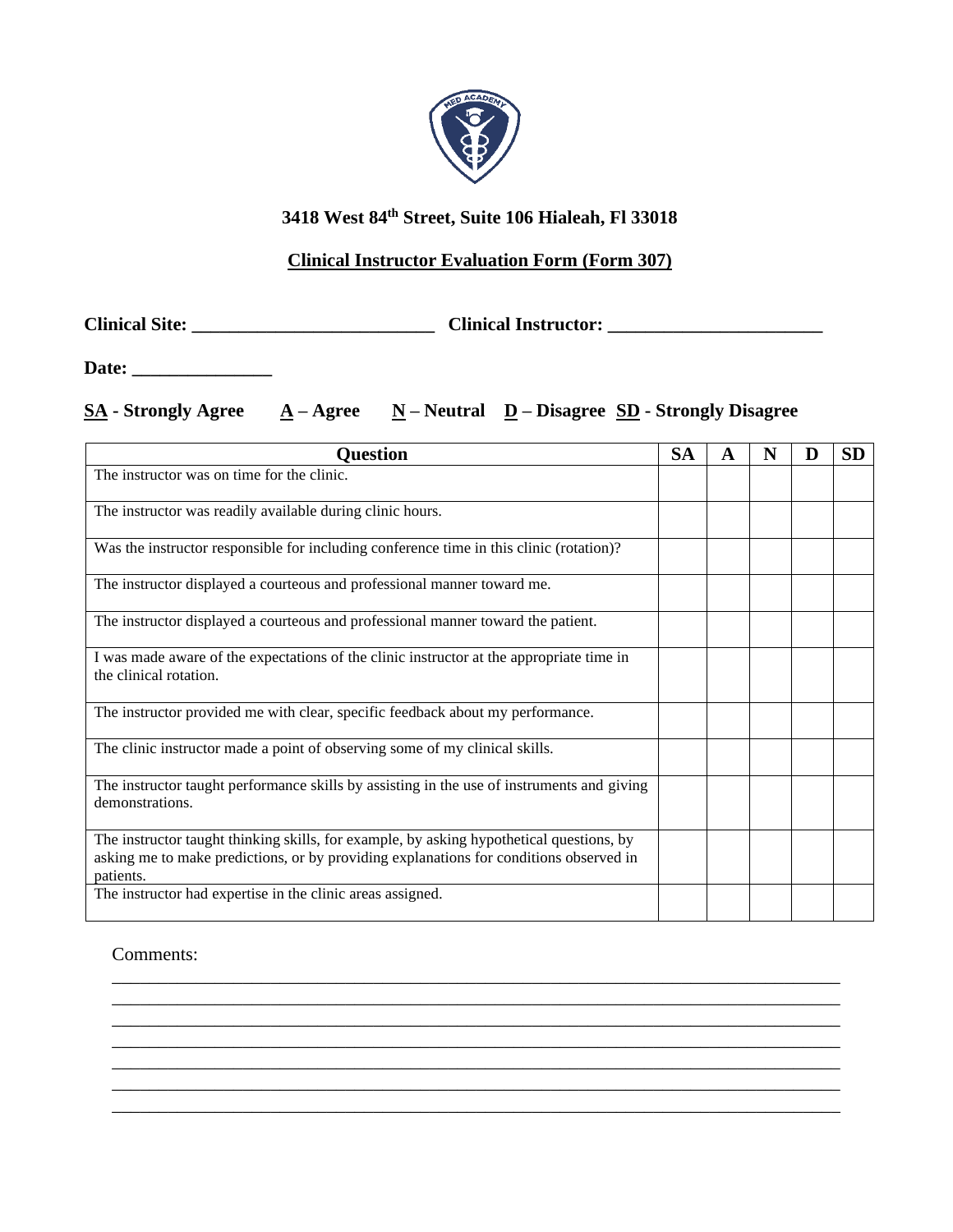**3418 West 84th Street, Suite 106 Hialeah, Fl 33018**

## Clinical Instructor Evaluation Form (Form 307)

**Clinical Site: ___________________________ Clinical Instructor: ________________________**

**Date: _______________**

**SA - Strongly Agree A – Agree N – Neutral D – Disagree SD - Strongly Disagree**

| Question | SA | A | N | D | SD |
|---|---|---|---|---|---|
| The instructor was on time for the clinic. | | | | | |
| The instructor was readily available during clinic hours. | | | | | |
| Was the instructor responsible for including conference time in this clinic (rotation)? | | | | | |
| The instructor displayed a courteous and professional manner toward me. | | | | | |
| The instructor displayed a courteous and professional manner toward the patient. | | | | | |
| I was made aware of the expectations of the clinic instructor at the appropriate time in the clinical rotation. | | | | | |
| The instructor provided me with clear, specific feedback about my performance. | | | | | |
| The clinic instructor made a point of observing some of my clinical skills. | | | | | |
| The instructor taught performance skills by assisting in the use of instruments and giving demonstrations. | | | | | |
| The instructor taught thinking skills, for example, by asking hypothetical questions, by asking me to make predictions, or by providing explanations for conditions observed in patients. | | | | | |
| The instructor had expertise in the clinic areas assigned. | | | | | |

Comments:
_______________________________________________________________________________
_______________________________________________________________________________
_______________________________________________________________________________
_______________________________________________________________________________
_______________________________________________________________________________
_______________________________________________________________________________
_______________________________________________________________________________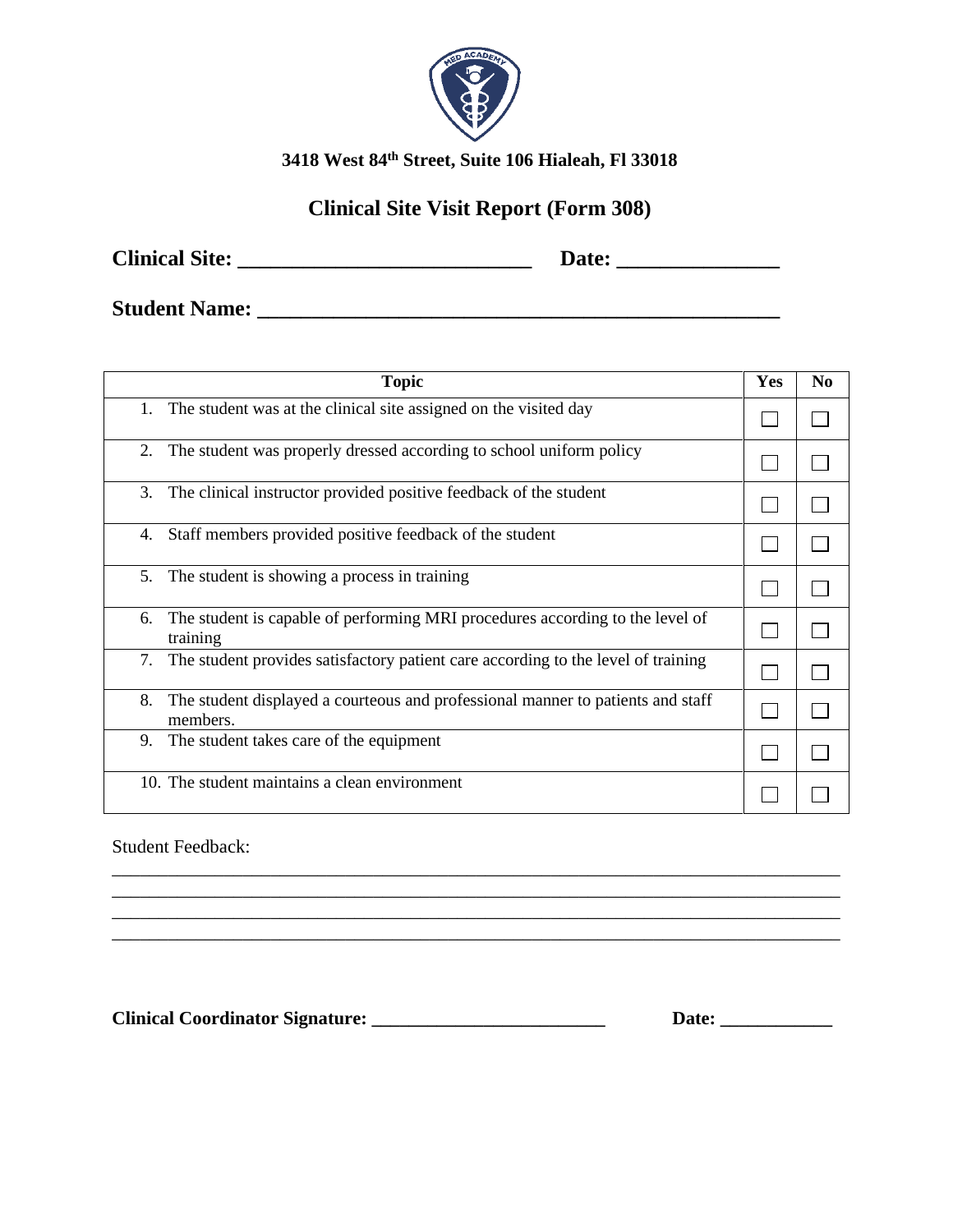3418 West 84th Street, Suite 106 Hialeah, Fl 33018

# Clinical Site Visit Report (Form 308)

**Clinical Site: ___________________________ Date: _______________**

**Student Name: ________________________________________________**

| Topic | Yes | No |
|---|---|---|
| 1. The student was at the clinical site assigned on the visited day | ☐ | ☐ |
| 2. The student was properly dressed according to school uniform policy | ☐ | ☐ |
| 3. The clinical instructor provided positive feedback of the student | ☐ | ☐ |
| 4. Staff members provided positive feedback of the student | ☐ | ☐ |
| 5. The student is showing a process in training | ☐ | ☐ |
| 6. The student is capable of performing MRI procedures according to the level of training | ☐ | ☐ |
| 7. The student provides satisfactory patient care according to the level of training | ☐ | ☐ |
| 8. The student displayed a courteous and professional manner to patients and staff members. | ☐ | ☐ |
| 9. The student takes care of the equipment | ☐ | ☐ |
| 10. The student maintains a clean environment | ☐ | ☐ |

Student Feedback:
_______________________________________________________________________________
_______________________________________________________________________________
_______________________________________________________________________________
_______________________________________________________________________________

**Clinical Coordinator Signature: __________________________ Date: ____________**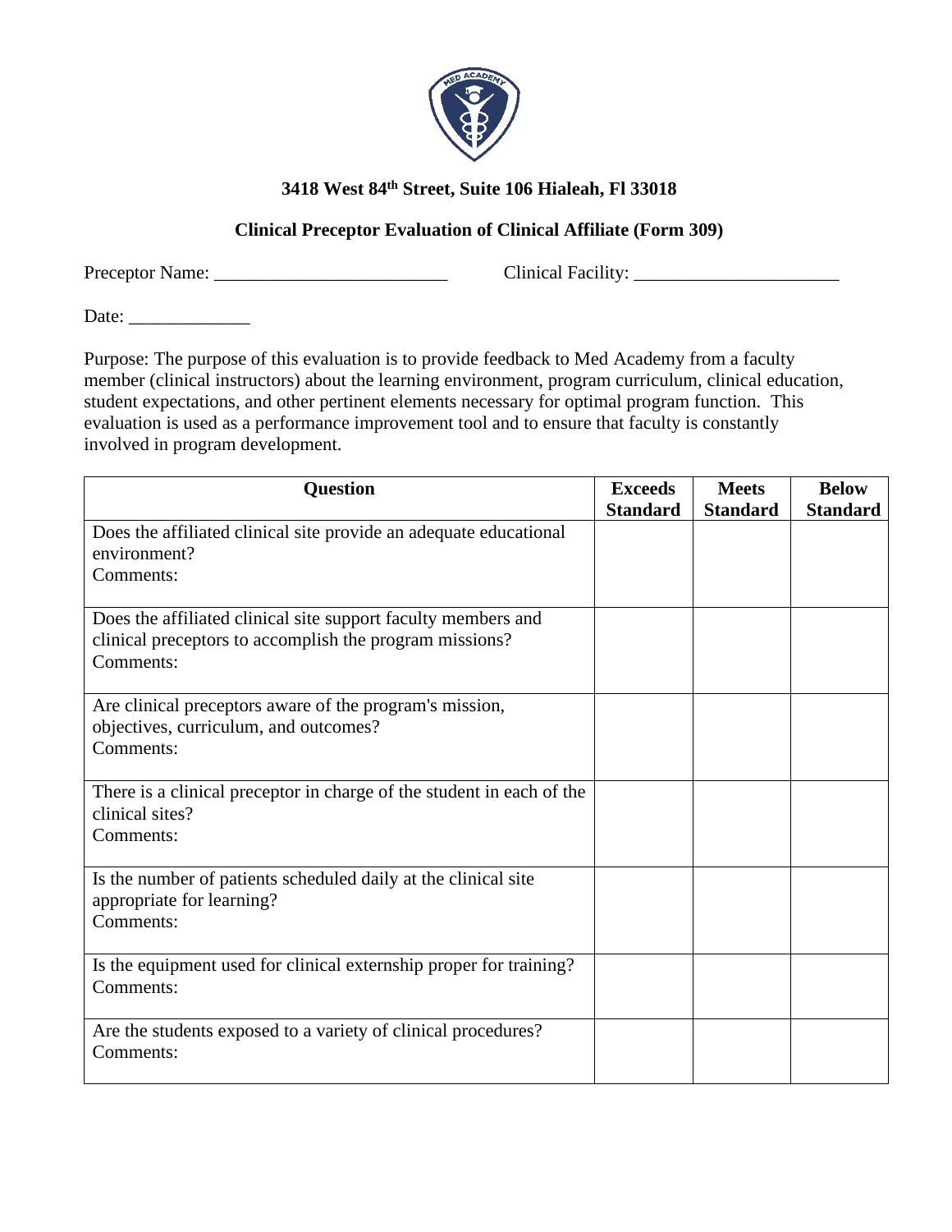**3418 West 84th Street, Suite 106 Hialeah, Fl 33018**

**Clinical Preceptor Evaluation of Clinical Affiliate (Form 309)**

Preceptor Name: _________________________ Clinical Facility: ______________________

Date: _____________

Purpose: The purpose of this evaluation is to provide feedback to Med Academy from a faculty member (clinical instructors) about the learning environment, program curriculum, clinical education, student expectations, and other pertinent elements necessary for optimal program function. This evaluation is used as a performance improvement tool and to ensure that faculty is constantly involved in program development.

| Question | Exceeds Standard | Meets Standard | Below Standard |
|---|---|---|---|
| Does the affiliated clinical site provide an adequate educational environment?<br>Comments: | | | |
| Does the affiliated clinical site support faculty members and clinical preceptors to accomplish the program missions?<br>Comments: | | | |
| Are clinical preceptors aware of the program's mission, objectives, curriculum, and outcomes?<br>Comments: | | | |
| There is a clinical preceptor in charge of the student in each of the clinical sites?<br>Comments: | | | |
| Is the number of patients scheduled daily at the clinical site appropriate for learning?<br>Comments: | | | |
| Is the equipment used for clinical externship proper for training?<br>Comments: | | | |
| Are the students exposed to a variety of clinical procedures?<br>Comments: | | | |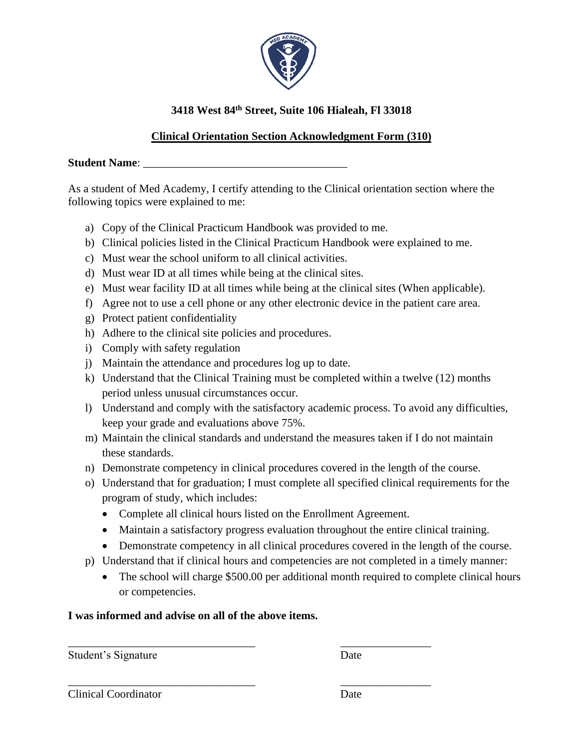**3418 West 84th Street, Suite 106 Hialeah, Fl 33018**

## Clinical Orientation Section Acknowledgment Form (310)

**Student Name**: ____________________________________

As a student of Med Academy, I certify attending to the Clinical orientation section where the following topics were explained to me:

a) Copy of the Clinical Practicum Handbook was provided to me.
b) Clinical policies listed in the Clinical Practicum Handbook were explained to me.
c) Must wear the school uniform to all clinical activities.
d) Must wear ID at all times while being at the clinical sites.
e) Must wear facility ID at all times while being at the clinical sites (When applicable).
f) Agree not to use a cell phone or any other electronic device in the patient care area.
g) Protect patient confidentiality
h) Adhere to the clinical site policies and procedures.
i) Comply with safety regulation
j) Maintain the attendance and procedures log up to date.
k) Understand that the Clinical Training must be completed within a twelve (12) months period unless unusual circumstances occur.
l) Understand and comply with the satisfactory academic process. To avoid any difficulties, keep your grade and evaluations above 75%.
m) Maintain the clinical standards and understand the measures taken if I do not maintain these standards.
n) Demonstrate competency in clinical procedures covered in the length of the course.
o) Understand that for graduation; I must complete all specified clinical requirements for the program of study, which includes:
   - Complete all clinical hours listed on the Enrollment Agreement.
   - Maintain a satisfactory progress evaluation throughout the entire clinical training.
   - Demonstrate competency in all clinical procedures covered in the length of the course.
p) Understand that if clinical hours and competencies are not completed in a timely manner:
   - The school will charge $500.00 per additional month required to complete clinical hours or competencies.

**I was informed and advise on all of the above items.**

_________________________________ ________________
Student's Signature Date

_________________________________ ________________
Clinical Coordinator Date